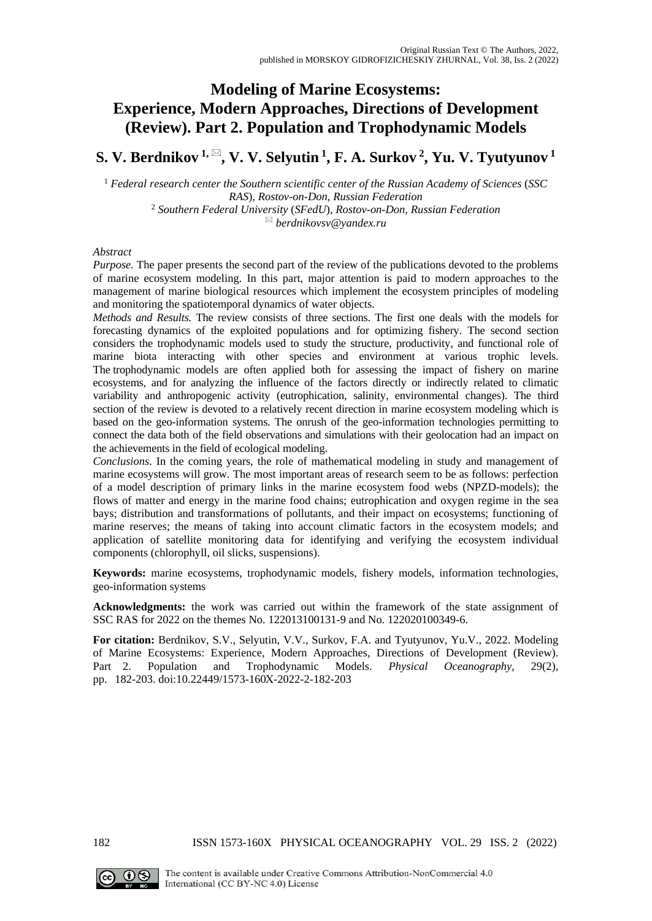Original Russian Text © The Authors, 2022,
published in MORSKOY GIDROFIZICHESKIY ZHURNAL, Vol. 38, Iss. 2 (2022)

# Modeling of Marine Ecosystems: Experience, Modern Approaches, Directions of Development (Review). Part 2. Population and Trophodynamic Models

## S. V. Berdnikov [1, ✉], V. V. Selyutin [1], F. A. Surkov [2], Yu. V. Tyutyunov [1]

[1] *Federal research center the Southern scientific center of the Russian Academy of Sciences* (*SSC RAS*), *Rostov-on-Don, Russian Federation*

[2] *Southern Federal University* (*SFedU*), *Rostov-on-Don, Russian Federation*

✉ *berdnikovsv@yandex.ru*

*Abstract*

*Purpose.* The paper presents the second part of the review of the publications devoted to the problems of marine ecosystem modeling. In this part, major attention is paid to modern approaches to the management of marine biological resources which implement the ecosystem principles of modeling and monitoring the spatiotemporal dynamics of water objects.

*Methods and Results.* The review consists of three sections. The first one deals with the models for forecasting dynamics of the exploited populations and for optimizing fishery. The second section considers the trophodynamic models used to study the structure, productivity, and functional role of marine biota interacting with other species and environment at various trophic levels. The trophodynamic models are often applied both for assessing the impact of fishery on marine ecosystems, and for analyzing the influence of the factors directly or indirectly related to climatic variability and anthropogenic activity (eutrophication, salinity, environmental changes). The third section of the review is devoted to a relatively recent direction in marine ecosystem modeling which is based on the geo-information systems. The onrush of the geo-information technologies permitting to connect the data both of the field observations and simulations with their geolocation had an impact on the achievements in the field of ecological modeling.

*Conclusions*. In the coming years, the role of mathematical modeling in study and management of marine ecosystems will grow. The most important areas of research seem to be as follows: perfection of a model description of primary links in the marine ecosystem food webs (NPZD-models); the flows of matter and energy in the marine food chains; eutrophication and oxygen regime in the sea bays; distribution and transformations of pollutants, and their impact on ecosystems; functioning of marine reserves; the means of taking into account climatic factors in the ecosystem models; and application of satellite monitoring data for identifying and verifying the ecosystem individual components (chlorophyll, oil slicks, suspensions).

**Keywords:** marine ecosystems, trophodynamic models, fishery models, information technologies, geo-information systems

**Acknowledgments:** the work was carried out within the framework of the state assignment of SSC RAS for 2022 on the themes No. 122013100131-9 and No. 122020100349-6.

**For citation:** Berdnikov, S.V., Selyutin, V.V., Surkov, F.A. and Tyutyunov, Yu.V., 2022. Modeling of Marine Ecosystems: Experience, Modern Approaches, Directions of Development (Review). Part 2. Population and Trophodynamic Models. *Physical Oceanography*, 29(2), pp. 182-203. doi:10.22449/1573-160X-2022-2-182-203

The content is available under Creative Commons Attribution-NonCommercial 4.0 International (CC BY-NC 4.0) License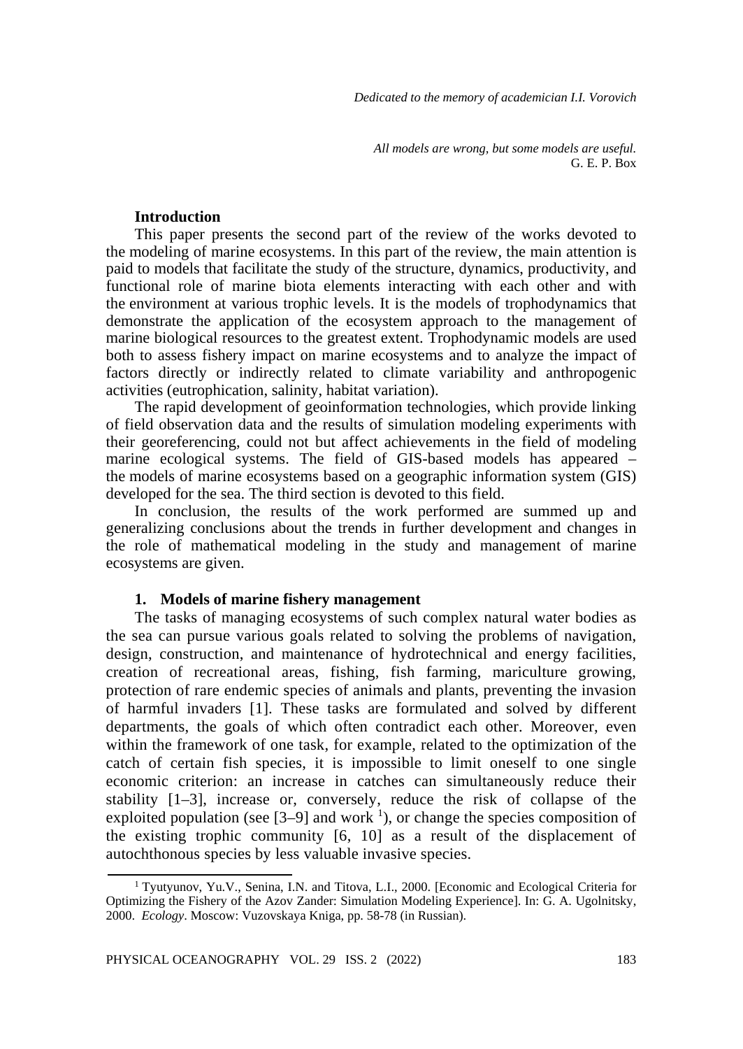*Dedicated to the memory of academician I.I. Vorovich*

*All models are wrong, but some models are useful.*
G. E. P. Box

## Introduction

This paper presents the second part of the review of the works devoted to the modeling of marine ecosystems. In this part of the review, the main attention is paid to models that facilitate the study of the structure, dynamics, productivity, and functional role of marine biota elements interacting with each other and with the environment at various trophic levels. It is the models of trophodynamics that demonstrate the application of the ecosystem approach to the management of marine biological resources to the greatest extent. Trophodynamic models are used both to assess fishery impact on marine ecosystems and to analyze the impact of factors directly or indirectly related to climate variability and anthropogenic activities (eutrophication, salinity, habitat variation).

The rapid development of geoinformation technologies, which provide linking of field observation data and the results of simulation modeling experiments with their georeferencing, could not but affect achievements in the field of modeling marine ecological systems. The field of GIS-based models has appeared – the models of marine ecosystems based on a geographic information system (GIS) developed for the sea. The third section is devoted to this field.

In conclusion, the results of the work performed are summed up and generalizing conclusions about the trends in further development and changes in the role of mathematical modeling in the study and management of marine ecosystems are given.

## 1. Models of marine fishery management

The tasks of managing ecosystems of such complex natural water bodies as the sea can pursue various goals related to solving the problems of navigation, design, construction, and maintenance of hydrotechnical and energy facilities, creation of recreational areas, fishing, fish farming, mariculture growing, protection of rare endemic species of animals and plants, preventing the invasion of harmful invaders [1]. These tasks are formulated and solved by different departments, the goals of which often contradict each other. Moreover, even within the framework of one task, for example, related to the optimization of the catch of certain fish species, it is impossible to limit oneself to one single economic criterion: an increase in catches can simultaneously reduce their stability [1–3], increase or, conversely, reduce the risk of collapse of the exploited population (see [3–9] and work [1]), or change the species composition of the existing trophic community [6, 10] as a result of the displacement of autochthonous species by less valuable invasive species.

[1] Tyutyunov, Yu.V., Senina, I.N. and Titova, L.I., 2000. [Economic and Ecological Criteria for Optimizing the Fishery of the Azov Zander: Simulation Modeling Experience]. In: G. A. Ugolnitsky, 2000. *Ecology*. Moscow: Vuzovskaya Kniga, pp. 58-78 (in Russian).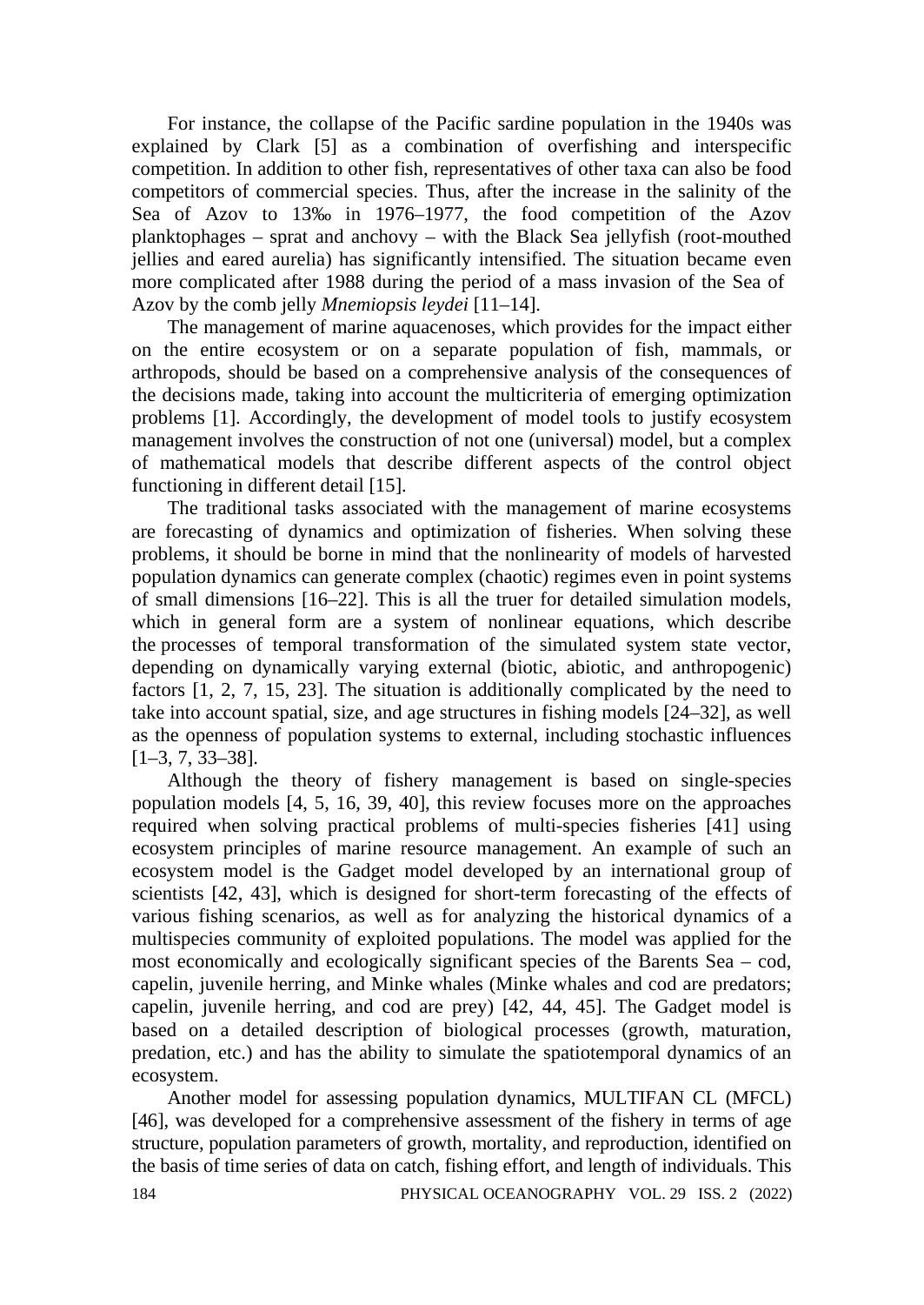For instance, the collapse of the Pacific sardine population in the 1940s was explained by Clark [5] as a combination of overfishing and interspecific competition. In addition to other fish, representatives of other taxa can also be food competitors of commercial species. Thus, after the increase in the salinity of the Sea of Azov to 13‰ in 1976–1977, the food competition of the Azov planktophages – sprat and anchovy – with the Black Sea jellyfish (root-mouthed jellies and eared aurelia) has significantly intensified. The situation became even more complicated after 1988 during the period of a mass invasion of the Sea of Azov by the comb jelly *Mnemiopsis leydei* [11–14].

The management of marine aquacenoses, which provides for the impact either on the entire ecosystem or on a separate population of fish, mammals, or arthropods, should be based on a comprehensive analysis of the consequences of the decisions made, taking into account the multicriteria of emerging optimization problems [1]. Accordingly, the development of model tools to justify ecosystem management involves the construction of not one (universal) model, but a complex of mathematical models that describe different aspects of the control object functioning in different detail [15].

The traditional tasks associated with the management of marine ecosystems are forecasting of dynamics and optimization of fisheries. When solving these problems, it should be borne in mind that the nonlinearity of models of harvested population dynamics can generate complex (chaotic) regimes even in point systems of small dimensions [16–22]. This is all the truer for detailed simulation models, which in general form are a system of nonlinear equations, which describe the processes of temporal transformation of the simulated system state vector, depending on dynamically varying external (biotic, abiotic, and anthropogenic) factors [1, 2, 7, 15, 23]. The situation is additionally complicated by the need to take into account spatial, size, and age structures in fishing models [24–32], as well as the openness of population systems to external, including stochastic influences [1–3, 7, 33–38].

Although the theory of fishery management is based on single-species population models [4, 5, 16, 39, 40], this review focuses more on the approaches required when solving practical problems of multi-species fisheries [41] using ecosystem principles of marine resource management. An example of such an ecosystem model is the Gadget model developed by an international group of scientists [42, 43], which is designed for short-term forecasting of the effects of various fishing scenarios, as well as for analyzing the historical dynamics of a multispecies community of exploited populations. The model was applied for the most economically and ecologically significant species of the Barents Sea – cod, capelin, juvenile herring, and Minke whales (Minke whales and cod are predators; capelin, juvenile herring, and cod are prey) [42, 44, 45]. The Gadget model is based on a detailed description of biological processes (growth, maturation, predation, etc.) and has the ability to simulate the spatiotemporal dynamics of an ecosystem.

Another model for assessing population dynamics, MULTIFAN CL (MFCL) [46], was developed for a comprehensive assessment of the fishery in terms of age structure, population parameters of growth, mortality, and reproduction, identified on the basis of time series of data on catch, fishing effort, and length of individuals. This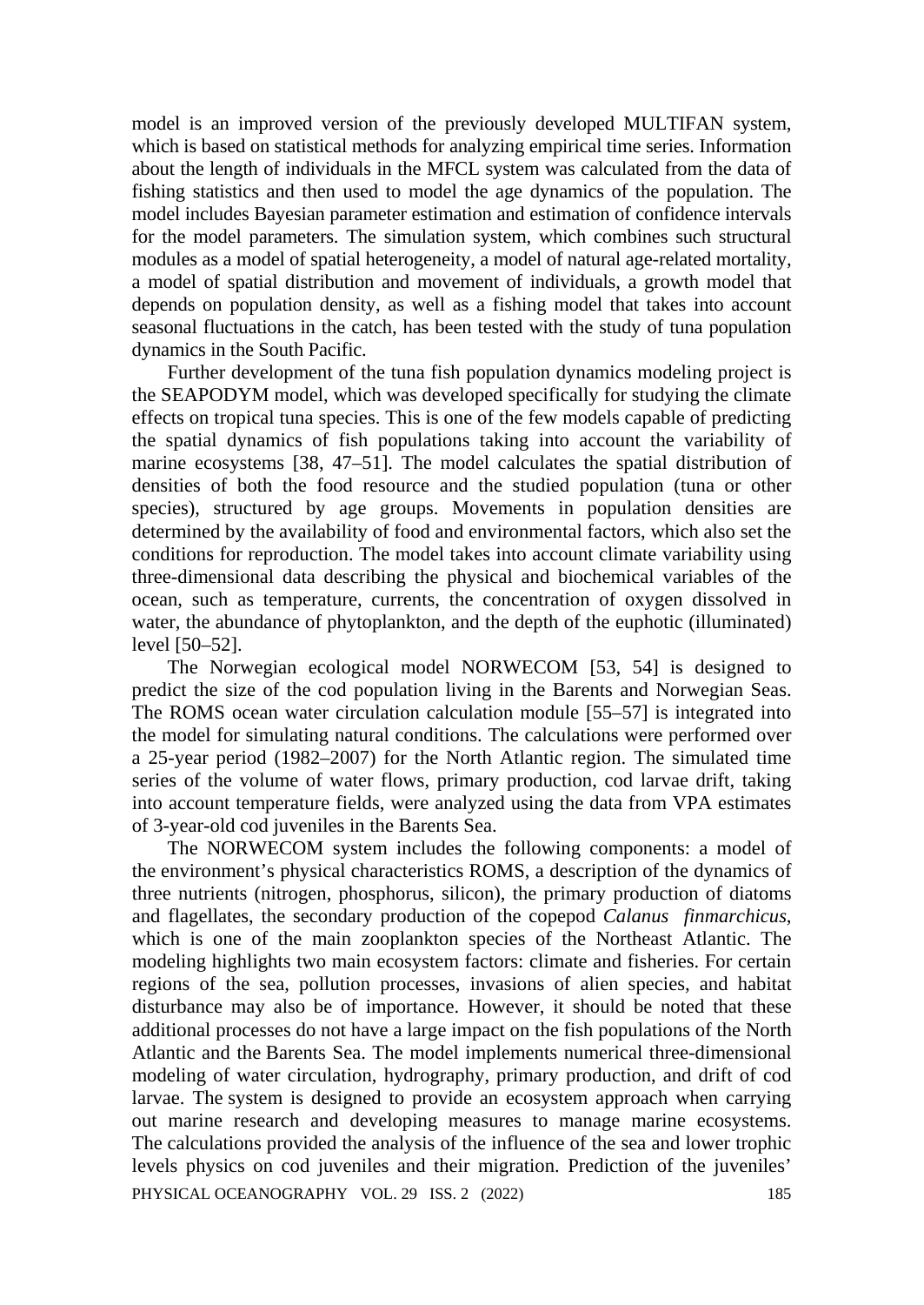model is an improved version of the previously developed MULTIFAN system, which is based on statistical methods for analyzing empirical time series. Information about the length of individuals in the MFCL system was calculated from the data of fishing statistics and then used to model the age dynamics of the population. The model includes Bayesian parameter estimation and estimation of confidence intervals for the model parameters. The simulation system, which combines such structural modules as a model of spatial heterogeneity, a model of natural age-related mortality, a model of spatial distribution and movement of individuals, a growth model that depends on population density, as well as a fishing model that takes into account seasonal fluctuations in the catch, has been tested with the study of tuna population dynamics in the South Pacific.

Further development of the tuna fish population dynamics modeling project is the SEAPODYM model, which was developed specifically for studying the climate effects on tropical tuna species. This is one of the few models capable of predicting the spatial dynamics of fish populations taking into account the variability of marine ecosystems [38, 47–51]. The model calculates the spatial distribution of densities of both the food resource and the studied population (tuna or other species), structured by age groups. Movements in population densities are determined by the availability of food and environmental factors, which also set the conditions for reproduction. The model takes into account climate variability using three-dimensional data describing the physical and biochemical variables of the ocean, such as temperature, currents, the concentration of oxygen dissolved in water, the abundance of phytoplankton, and the depth of the euphotic (illuminated) level [50–52].

The Norwegian ecological model NORWECOM [53, 54] is designed to predict the size of the cod population living in the Barents and Norwegian Seas. The ROMS ocean water circulation calculation module [55–57] is integrated into the model for simulating natural conditions. The calculations were performed over a 25-year period (1982–2007) for the North Atlantic region. The simulated time series of the volume of water flows, primary production, cod larvae drift, taking into account temperature fields, were analyzed using the data from VPA estimates of 3-year-old cod juveniles in the Barents Sea.

The NORWECOM system includes the following components: a model of the environment's physical characteristics ROMS, a description of the dynamics of three nutrients (nitrogen, phosphorus, silicon), the primary production of diatoms and flagellates, the secondary production of the copepod *Calanus finmarchicus*, which is one of the main zooplankton species of the Northeast Atlantic. The modeling highlights two main ecosystem factors: climate and fisheries. For certain regions of the sea, pollution processes, invasions of alien species, and habitat disturbance may also be of importance. However, it should be noted that these additional processes do not have a large impact on the fish populations of the North Atlantic and the Barents Sea. The model implements numerical three-dimensional modeling of water circulation, hydrography, primary production, and drift of cod larvae. The system is designed to provide an ecosystem approach when carrying out marine research and developing measures to manage marine ecosystems. The calculations provided the analysis of the influence of the sea and lower trophic levels physics on cod juveniles and their migration. Prediction of the juveniles'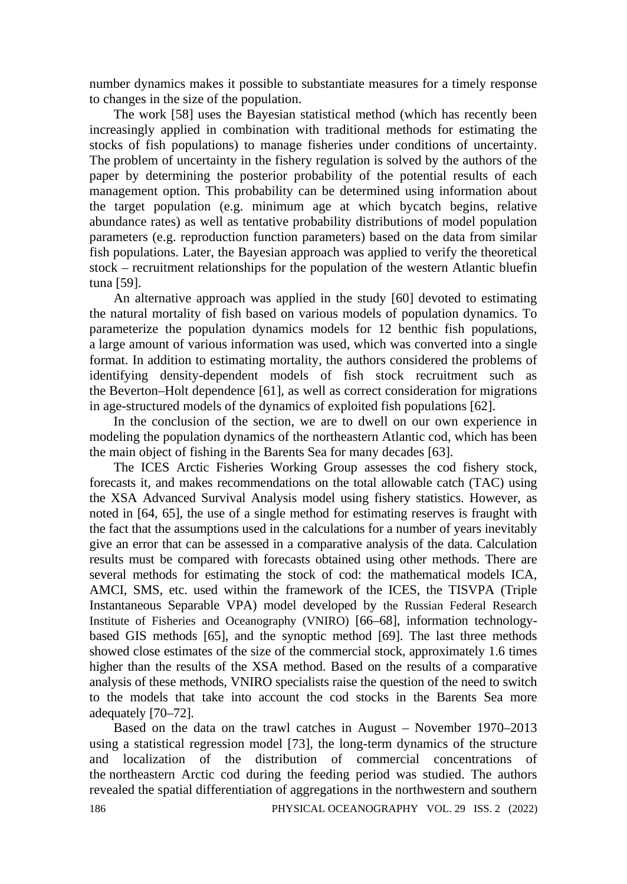number dynamics makes it possible to substantiate measures for a timely response to changes in the size of the population.

The work [58] uses the Bayesian statistical method (which has recently been increasingly applied in combination with traditional methods for estimating the stocks of fish populations) to manage fisheries under conditions of uncertainty. The problem of uncertainty in the fishery regulation is solved by the authors of the paper by determining the posterior probability of the potential results of each management option. This probability can be determined using information about the target population (e.g. minimum age at which bycatch begins, relative abundance rates) as well as tentative probability distributions of model population parameters (e.g. reproduction function parameters) based on the data from similar fish populations. Later, the Bayesian approach was applied to verify the theoretical stock – recruitment relationships for the population of the western Atlantic bluefin tuna [59].

An alternative approach was applied in the study [60] devoted to estimating the natural mortality of fish based on various models of population dynamics. To parameterize the population dynamics models for 12 benthic fish populations, a large amount of various information was used, which was converted into a single format. In addition to estimating mortality, the authors considered the problems of identifying density-dependent models of fish stock recruitment such as the Beverton–Holt dependence [61], as well as correct consideration for migrations in age-structured models of the dynamics of exploited fish populations [62].

In the conclusion of the section, we are to dwell on our own experience in modeling the population dynamics of the northeastern Atlantic cod, which has been the main object of fishing in the Barents Sea for many decades [63].

The ICES Arctic Fisheries Working Group assesses the cod fishery stock, forecasts it, and makes recommendations on the total allowable catch (TAC) using the XSA Advanced Survival Analysis model using fishery statistics. However, as noted in [64, 65], the use of a single method for estimating reserves is fraught with the fact that the assumptions used in the calculations for a number of years inevitably give an error that can be assessed in a comparative analysis of the data. Calculation results must be compared with forecasts obtained using other methods. There are several methods for estimating the stock of cod: the mathematical models ICA, AMCI, SMS, etc. used within the framework of the ICES, the TISVPA (Triple Instantaneous Separable VPA) model developed by the Russian Federal Research Institute of Fisheries and Oceanography (VNIRO) [66–68], information technology-based GIS methods [65], and the synoptic method [69]. The last three methods showed close estimates of the size of the commercial stock, approximately 1.6 times higher than the results of the XSA method. Based on the results of a comparative analysis of these methods, VNIRO specialists raise the question of the need to switch to the models that take into account the cod stocks in the Barents Sea more adequately [70–72].

Based on the data on the trawl catches in August – November 1970–2013 using a statistical regression model [73], the long-term dynamics of the structure and localization of the distribution of commercial concentrations of the northeastern Arctic cod during the feeding period was studied. The authors revealed the spatial differentiation of aggregations in the northwestern and southern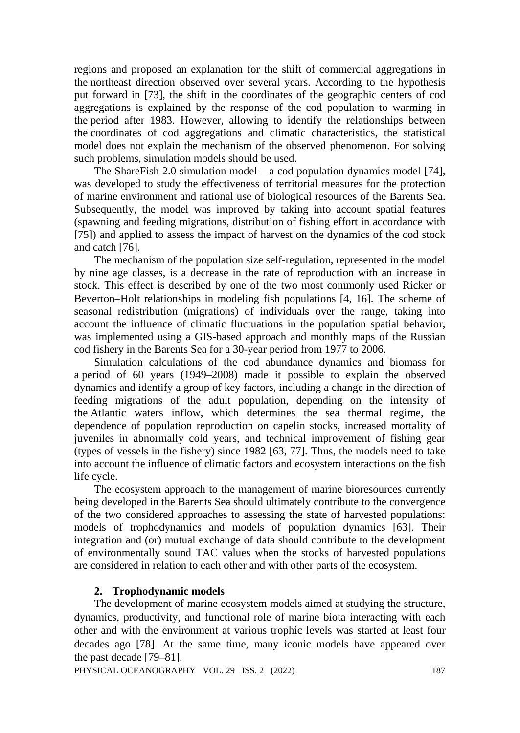regions and proposed an explanation for the shift of commercial aggregations in the northeast direction observed over several years. According to the hypothesis put forward in [73], the shift in the coordinates of the geographic centers of cod aggregations is explained by the response of the cod population to warming in the period after 1983. However, allowing to identify the relationships between the coordinates of cod aggregations and climatic characteristics, the statistical model does not explain the mechanism of the observed phenomenon. For solving such problems, simulation models should be used.

The ShareFish 2.0 simulation model – a cod population dynamics model [74], was developed to study the effectiveness of territorial measures for the protection of marine environment and rational use of biological resources of the Barents Sea. Subsequently, the model was improved by taking into account spatial features (spawning and feeding migrations, distribution of fishing effort in accordance with [75]) and applied to assess the impact of harvest on the dynamics of the cod stock and catch [76].

The mechanism of the population size self-regulation, represented in the model by nine age classes, is a decrease in the rate of reproduction with an increase in stock. This effect is described by one of the two most commonly used Ricker or Beverton–Holt relationships in modeling fish populations [4, 16]. The scheme of seasonal redistribution (migrations) of individuals over the range, taking into account the influence of climatic fluctuations in the population spatial behavior, was implemented using a GIS-based approach and monthly maps of the Russian cod fishery in the Barents Sea for a 30-year period from 1977 to 2006.

Simulation calculations of the cod abundance dynamics and biomass for a period of 60 years (1949–2008) made it possible to explain the observed dynamics and identify a group of key factors, including a change in the direction of feeding migrations of the adult population, depending on the intensity of the Atlantic waters inflow, which determines the sea thermal regime, the dependence of population reproduction on capelin stocks, increased mortality of juveniles in abnormally cold years, and technical improvement of fishing gear (types of vessels in the fishery) since 1982 [63, 77]. Thus, the models need to take into account the influence of climatic factors and ecosystem interactions on the fish life cycle.

The ecosystem approach to the management of marine bioresources currently being developed in the Barents Sea should ultimately contribute to the convergence of the two considered approaches to assessing the state of harvested populations: models of trophodynamics and models of population dynamics [63]. Their integration and (or) mutual exchange of data should contribute to the development of environmentally sound TAC values when the stocks of harvested populations are considered in relation to each other and with other parts of the ecosystem.

## 2. Trophodynamic models

The development of marine ecosystem models aimed at studying the structure, dynamics, productivity, and functional role of marine biota interacting with each other and with the environment at various trophic levels was started at least four decades ago [78]. At the same time, many iconic models have appeared over the past decade [79–81].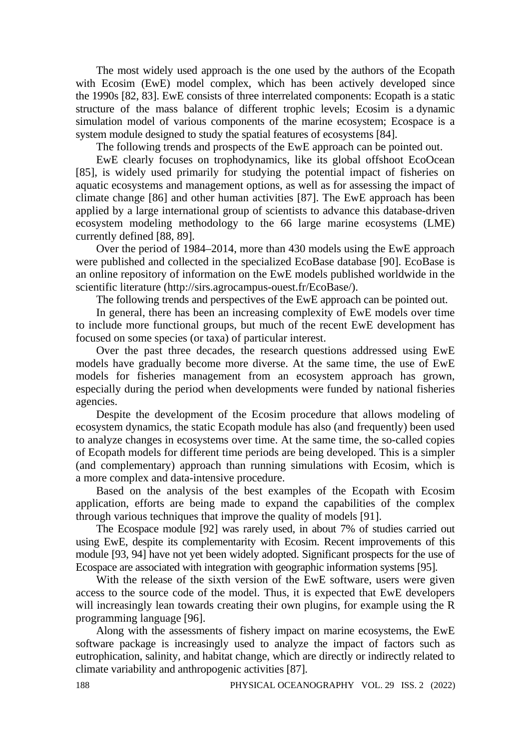The most widely used approach is the one used by the authors of the Ecopath with Ecosim (EwE) model complex, which has been actively developed since the 1990s [82, 83]. EwE consists of three interrelated components: Ecopath is a static structure of the mass balance of different trophic levels; Ecosim is a dynamic simulation model of various components of the marine ecosystem; Ecospace is a system module designed to study the spatial features of ecosystems [84].

The following trends and prospects of the EwE approach can be pointed out.

EwE clearly focuses on trophodynamics, like its global offshoot EcoOcean [85], is widely used primarily for studying the potential impact of fisheries on aquatic ecosystems and management options, as well as for assessing the impact of climate change [86] and other human activities [87]. The EwE approach has been applied by a large international group of scientists to advance this database-driven ecosystem modeling methodology to the 66 large marine ecosystems (LME) currently defined [88, 89].

Over the period of 1984–2014, more than 430 models using the EwE approach were published and collected in the specialized EcoBase database [90]. EcoBase is an online repository of information on the EwE models published worldwide in the scientific literature (http://sirs.agrocampus-ouest.fr/EcoBase/).

The following trends and perspectives of the EwE approach can be pointed out.

In general, there has been an increasing complexity of EwE models over time to include more functional groups, but much of the recent EwE development has focused on some species (or taxa) of particular interest.

Over the past three decades, the research questions addressed using EwE models have gradually become more diverse. At the same time, the use of EwE models for fisheries management from an ecosystem approach has grown, especially during the period when developments were funded by national fisheries agencies.

Despite the development of the Ecosim procedure that allows modeling of ecosystem dynamics, the static Ecopath module has also (and frequently) been used to analyze changes in ecosystems over time. At the same time, the so-called copies of Ecopath models for different time periods are being developed. This is a simpler (and complementary) approach than running simulations with Ecosim, which is a more complex and data-intensive procedure.

Based on the analysis of the best examples of the Ecopath with Ecosim application, efforts are being made to expand the capabilities of the complex through various techniques that improve the quality of models [91].

The Ecospace module [92] was rarely used, in about 7% of studies carried out using EwE, despite its complementarity with Ecosim. Recent improvements of this module [93, 94] have not yet been widely adopted. Significant prospects for the use of Ecospace are associated with integration with geographic information systems [95].

With the release of the sixth version of the EwE software, users were given access to the source code of the model. Thus, it is expected that EwE developers will increasingly lean towards creating their own plugins, for example using the R programming language [96].

Along with the assessments of fishery impact on marine ecosystems, the EwE software package is increasingly used to analyze the impact of factors such as eutrophication, salinity, and habitat change, which are directly or indirectly related to climate variability and anthropogenic activities [87].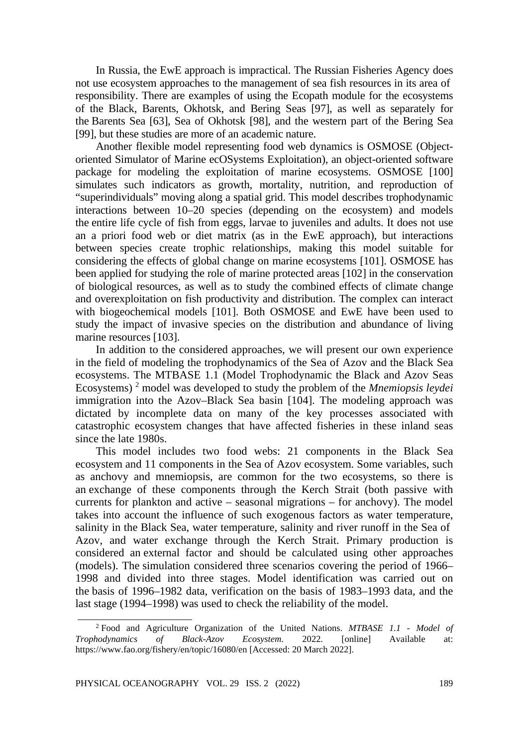In Russia, the EwE approach is impractical. The Russian Fisheries Agency does not use ecosystem approaches to the management of sea fish resources in its area of responsibility. There are examples of using the Ecopath module for the ecosystems of the Black, Barents, Okhotsk, and Bering Seas [97], as well as separately for the Barents Sea [63], Sea of Okhotsk [98], and the western part of the Bering Sea [99], but these studies are more of an academic nature.

Another flexible model representing food web dynamics is OSMOSE (Object-oriented Simulator of Marine ecOSystems Exploitation), an object-oriented software package for modeling the exploitation of marine ecosystems. OSMOSE [100] simulates such indicators as growth, mortality, nutrition, and reproduction of "superindividuals" moving along a spatial grid. This model describes trophodynamic interactions between 10–20 species (depending on the ecosystem) and models the entire life cycle of fish from eggs, larvae to juveniles and adults. It does not use an a priori food web or diet matrix (as in the EwE approach), but interactions between species create trophic relationships, making this model suitable for considering the effects of global change on marine ecosystems [101]. OSMOSE has been applied for studying the role of marine protected areas [102] in the conservation of biological resources, as well as to study the combined effects of climate change and overexploitation on fish productivity and distribution. The complex can interact with biogeochemical models [101]. Both OSMOSE and EwE have been used to study the impact of invasive species on the distribution and abundance of living marine resources [103].

In addition to the considered approaches, we will present our own experience in the field of modeling the trophodynamics of the Sea of Azov and the Black Sea ecosystems. The MTBASE 1.1 (Model Trophodynamic the Black and Azov Seas Ecosystems) [2] model was developed to study the problem of the *Mnemiopsis leydei* immigration into the Azov–Black Sea basin [104]. The modeling approach was dictated by incomplete data on many of the key processes associated with catastrophic ecosystem changes that have affected fisheries in these inland seas since the late 1980s.

This model includes two food webs: 21 components in the Black Sea ecosystem and 11 components in the Sea of Azov ecosystem. Some variables, such as anchovy and mnemiopsis, are common for the two ecosystems, so there is an exchange of these components through the Kerch Strait (both passive with currents for plankton and active – seasonal migrations – for anchovy). The model takes into account the influence of such exogenous factors as water temperature, salinity in the Black Sea, water temperature, salinity and river runoff in the Sea of Azov, and water exchange through the Kerch Strait. Primary production is considered an external factor and should be calculated using other approaches (models). The simulation considered three scenarios covering the period of 1966–1998 and divided into three stages. Model identification was carried out on the basis of 1996–1982 data, verification on the basis of 1983–1993 data, and the last stage (1994–1998) was used to check the reliability of the model.

---

[2] Food and Agriculture Organization of the United Nations. *MTBASE 1.1 - Model of Trophodynamics of Black-Azov Ecosystem*. 2022. [online] Available at: https://www.fao.org/fishery/en/topic/16080/en [Accessed: 20 March 2022].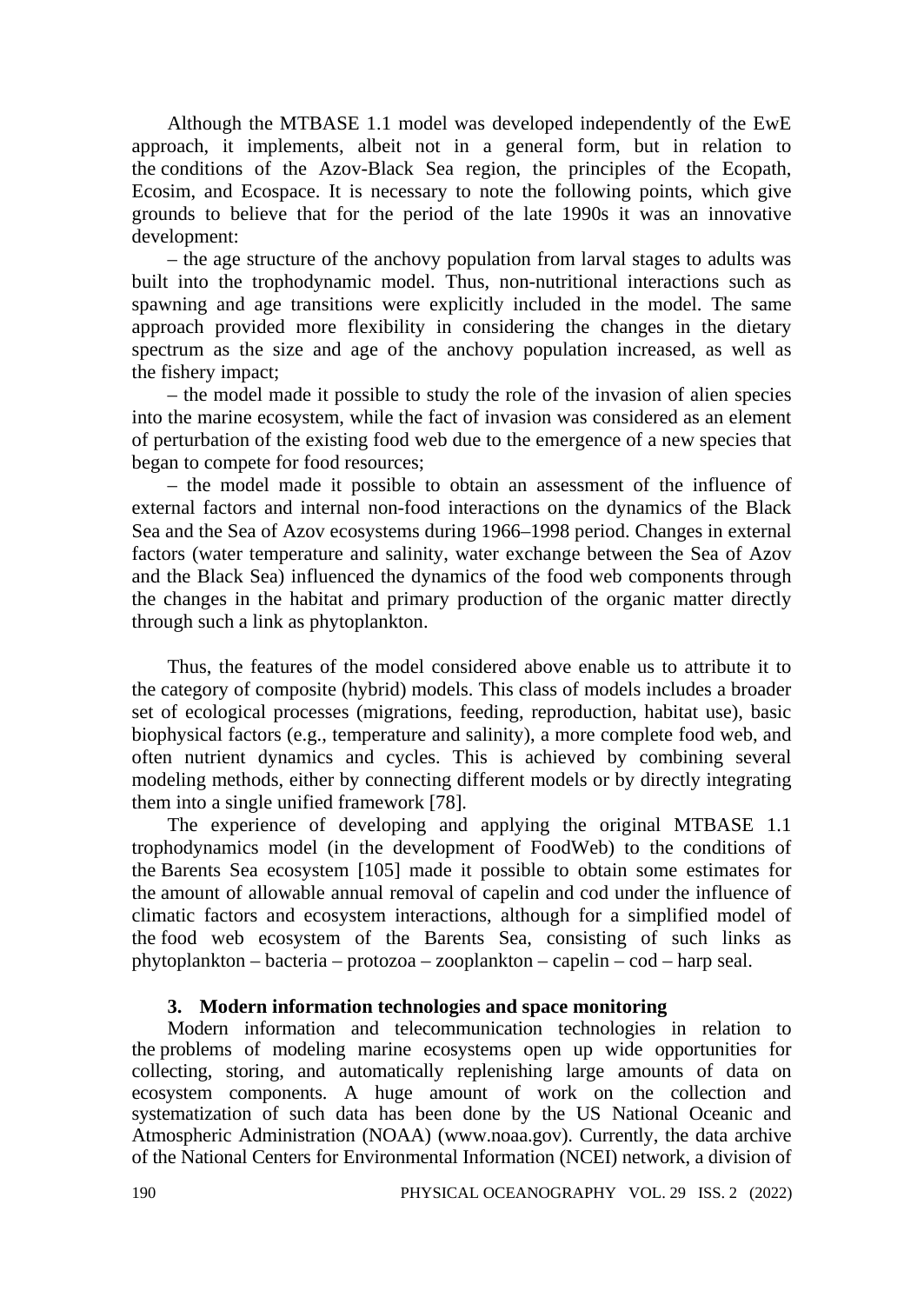Although the MTBASE 1.1 model was developed independently of the EwE approach, it implements, albeit not in a general form, but in relation to the conditions of the Azov-Black Sea region, the principles of the Ecopath, Ecosim, and Ecospace. It is necessary to note the following points, which give grounds to believe that for the period of the late 1990s it was an innovative development:

– the age structure of the anchovy population from larval stages to adults was built into the trophodynamic model. Thus, non-nutritional interactions such as spawning and age transitions were explicitly included in the model. The same approach provided more flexibility in considering the changes in the dietary spectrum as the size and age of the anchovy population increased, as well as the fishery impact;

– the model made it possible to study the role of the invasion of alien species into the marine ecosystem, while the fact of invasion was considered as an element of perturbation of the existing food web due to the emergence of a new species that began to compete for food resources;

– the model made it possible to obtain an assessment of the influence of external factors and internal non-food interactions on the dynamics of the Black Sea and the Sea of Azov ecosystems during 1966–1998 period. Changes in external factors (water temperature and salinity, water exchange between the Sea of Azov and the Black Sea) influenced the dynamics of the food web components through the changes in the habitat and primary production of the organic matter directly through such a link as phytoplankton.

Thus, the features of the model considered above enable us to attribute it to the category of composite (hybrid) models. This class of models includes a broader set of ecological processes (migrations, feeding, reproduction, habitat use), basic biophysical factors (e.g., temperature and salinity), a more complete food web, and often nutrient dynamics and cycles. This is achieved by combining several modeling methods, either by connecting different models or by directly integrating them into a single unified framework [78].

The experience of developing and applying the original MTBASE 1.1 trophodynamics model (in the development of FoodWeb) to the conditions of the Barents Sea ecosystem [105] made it possible to obtain some estimates for the amount of allowable annual removal of capelin and cod under the influence of climatic factors and ecosystem interactions, although for a simplified model of the food web ecosystem of the Barents Sea, consisting of such links as phytoplankton – bacteria – protozoa – zooplankton – capelin – cod – harp seal.

## 3. Modern information technologies and space monitoring

Modern information and telecommunication technologies in relation to the problems of modeling marine ecosystems open up wide opportunities for collecting, storing, and automatically replenishing large amounts of data on ecosystem components. A huge amount of work on the collection and systematization of such data has been done by the US National Oceanic and Atmospheric Administration (NOAA) (www.noaa.gov). Currently, the data archive of the National Centers for Environmental Information (NCEI) network, a division of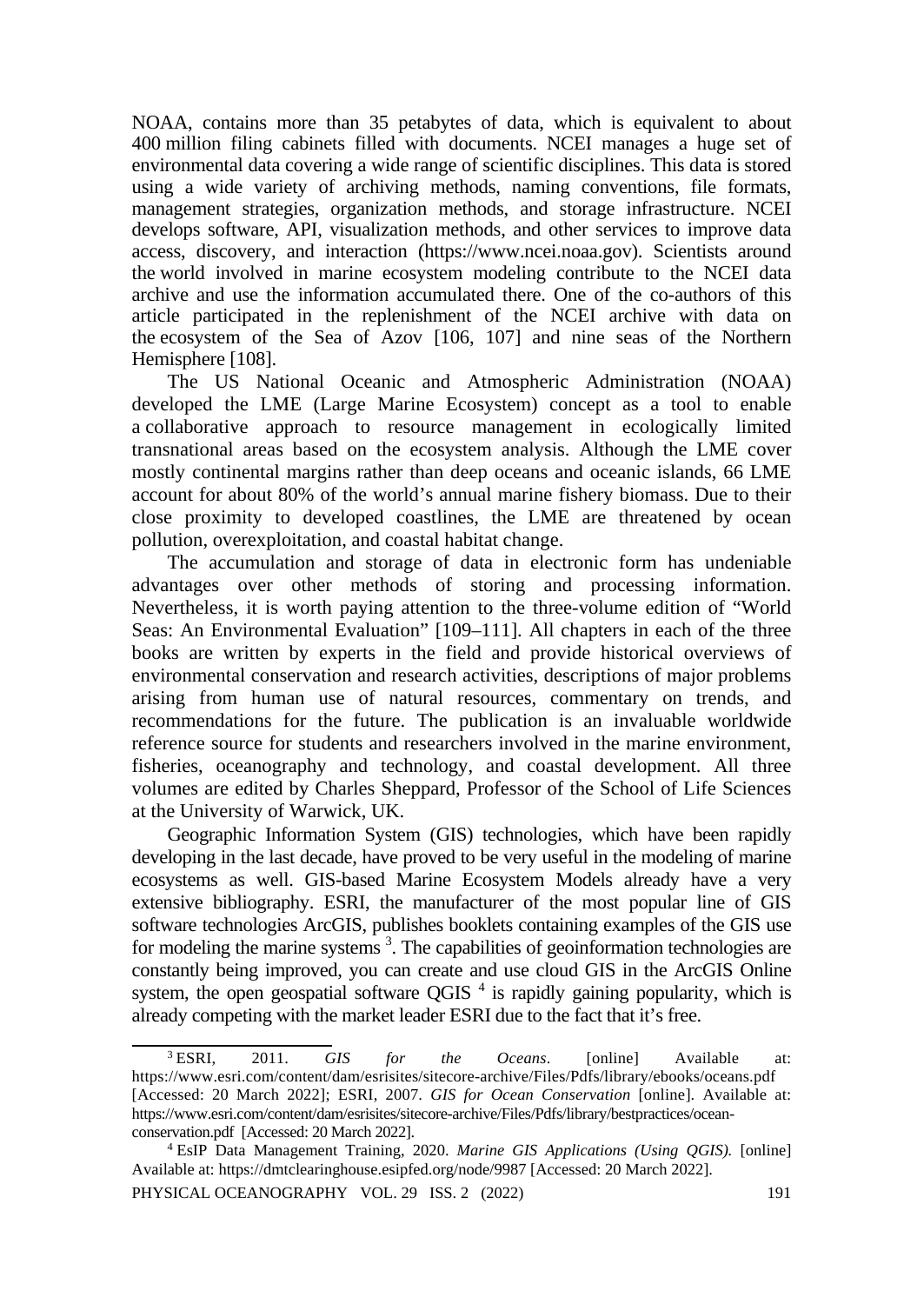NOAA, contains more than 35 petabytes of data, which is equivalent to about 400 million filing cabinets filled with documents. NCEI manages a huge set of environmental data covering a wide range of scientific disciplines. This data is stored using a wide variety of archiving methods, naming conventions, file formats, management strategies, organization methods, and storage infrastructure. NCEI develops software, API, visualization methods, and other services to improve data access, discovery, and interaction (https://www.ncei.noaa.gov). Scientists around the world involved in marine ecosystem modeling contribute to the NCEI data archive and use the information accumulated there. One of the co-authors of this article participated in the replenishment of the NCEI archive with data on the ecosystem of the Sea of Azov [106, 107] and nine seas of the Northern Hemisphere [108].

The US National Oceanic and Atmospheric Administration (NOAA) developed the LME (Large Marine Ecosystem) concept as a tool to enable a collaborative approach to resource management in ecologically limited transnational areas based on the ecosystem analysis. Although the LME cover mostly continental margins rather than deep oceans and oceanic islands, 66 LME account for about 80% of the world's annual marine fishery biomass. Due to their close proximity to developed coastlines, the LME are threatened by ocean pollution, overexploitation, and coastal habitat change.

The accumulation and storage of data in electronic form has undeniable advantages over other methods of storing and processing information. Nevertheless, it is worth paying attention to the three-volume edition of "World Seas: An Environmental Evaluation" [109–111]. All chapters in each of the three books are written by experts in the field and provide historical overviews of environmental conservation and research activities, descriptions of major problems arising from human use of natural resources, commentary on trends, and recommendations for the future. The publication is an invaluable worldwide reference source for students and researchers involved in the marine environment, fisheries, oceanography and technology, and coastal development. All three volumes are edited by Charles Sheppard, Professor of the School of Life Sciences at the University of Warwick, UK.

Geographic Information System (GIS) technologies, which have been rapidly developing in the last decade, have proved to be very useful in the modeling of marine ecosystems as well. GIS-based Marine Ecosystem Models already have a very extensive bibliography. ESRI, the manufacturer of the most popular line of GIS software technologies ArcGIS, publishes booklets containing examples of the GIS use for modeling the marine systems [3]. The capabilities of geoinformation technologies are constantly being improved, you can create and use cloud GIS in the ArcGIS Online system, the open geospatial software QGIS [4] is rapidly gaining popularity, which is already competing with the market leader ESRI due to the fact that it's free.

---

[3] ESRI, 2011. *GIS for the Oceans*. [online] Available at: https://www.esri.com/content/dam/esrisites/sitecore-archive/Files/Pdfs/library/ebooks/oceans.pdf [Accessed: 20 March 2022]; ESRI, 2007. *GIS for Ocean Conservation* [online]. Available at: https://www.esri.com/content/dam/esrisites/sitecore-archive/Files/Pdfs/library/bestpractices/ocean-conservation.pdf [Accessed: 20 March 2022].

[4] EsIP Data Management Training, 2020. *Marine GIS Applications (Using QGIS).* [online] Available at: https://dmtclearinghouse.esipfed.org/node/9987 [Accessed: 20 March 2022].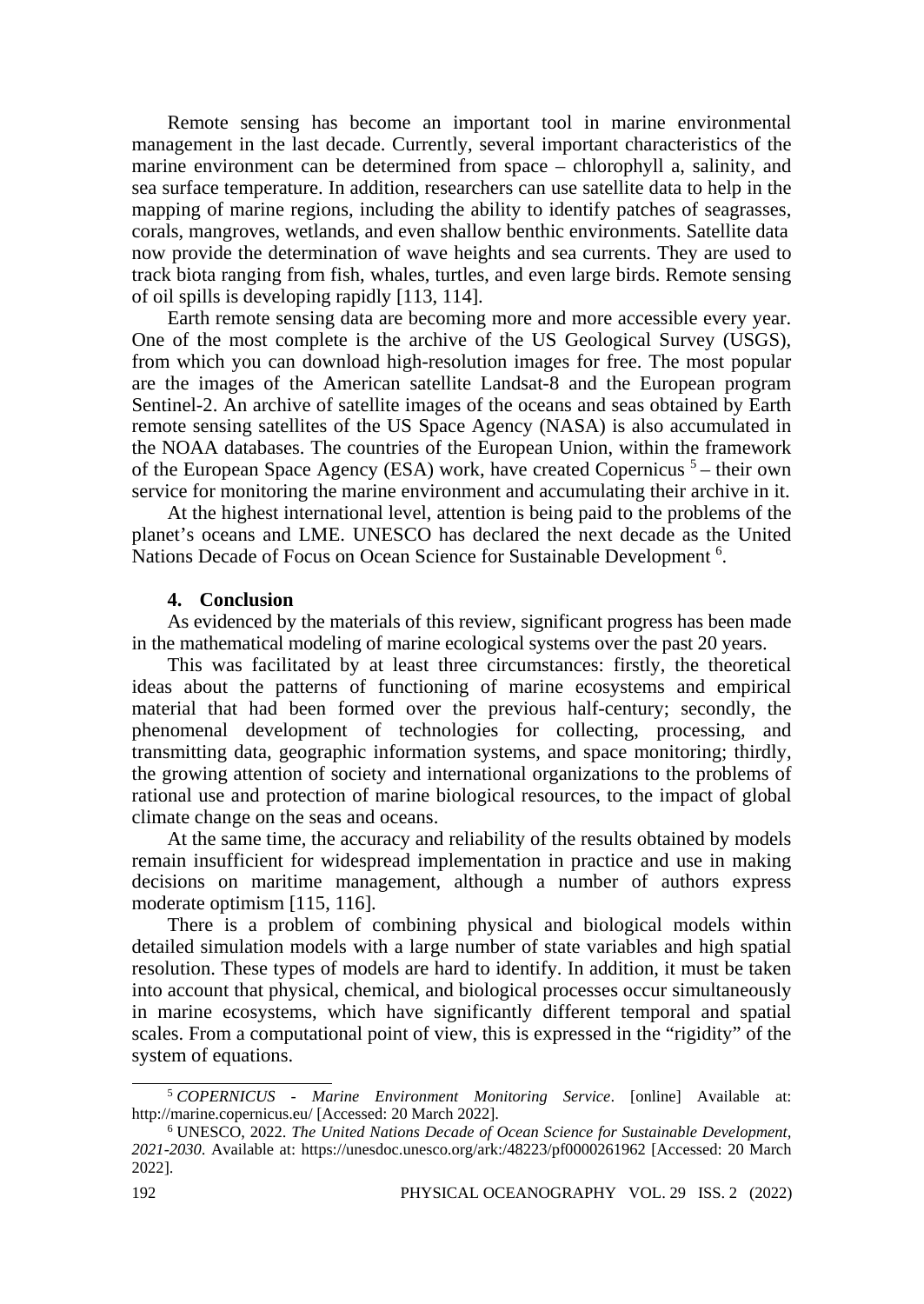Remote sensing has become an important tool in marine environmental management in the last decade. Currently, several important characteristics of the marine environment can be determined from space – chlorophyll a, salinity, and sea surface temperature. In addition, researchers can use satellite data to help in the mapping of marine regions, including the ability to identify patches of seagrasses, corals, mangroves, wetlands, and even shallow benthic environments. Satellite data now provide the determination of wave heights and sea currents. They are used to track biota ranging from fish, whales, turtles, and even large birds. Remote sensing of oil spills is developing rapidly [113, 114].

Earth remote sensing data are becoming more and more accessible every year. One of the most complete is the archive of the US Geological Survey (USGS), from which you can download high-resolution images for free. The most popular are the images of the American satellite Landsat-8 and the European program Sentinel-2. An archive of satellite images of the oceans and seas obtained by Earth remote sensing satellites of the US Space Agency (NASA) is also accumulated in the NOAA databases. The countries of the European Union, within the framework of the European Space Agency (ESA) work, have created Copernicus [5] – their own service for monitoring the marine environment and accumulating their archive in it.

At the highest international level, attention is being paid to the problems of the planet's oceans and LME. UNESCO has declared the next decade as the United Nations Decade of Focus on Ocean Science for Sustainable Development [6].

## 4. Conclusion

As evidenced by the materials of this review, significant progress has been made in the mathematical modeling of marine ecological systems over the past 20 years.

This was facilitated by at least three circumstances: firstly, the theoretical ideas about the patterns of functioning of marine ecosystems and empirical material that had been formed over the previous half-century; secondly, the phenomenal development of technologies for collecting, processing, and transmitting data, geographic information systems, and space monitoring; thirdly, the growing attention of society and international organizations to the problems of rational use and protection of marine biological resources, to the impact of global climate change on the seas and oceans.

At the same time, the accuracy and reliability of the results obtained by models remain insufficient for widespread implementation in practice and use in making decisions on maritime management, although a number of authors express moderate optimism [115, 116].

There is a problem of combining physical and biological models within detailed simulation models with a large number of state variables and high spatial resolution. These types of models are hard to identify. In addition, it must be taken into account that physical, chemical, and biological processes occur simultaneously in marine ecosystems, which have significantly different temporal and spatial scales. From a computational point of view, this is expressed in the "rigidity" of the system of equations.

---

[5] *COPERNICUS - Marine Environment Monitoring Service*. [online] Available at: http://marine.copernicus.eu/ [Accessed: 20 March 2022].

[6] UNESCO, 2022. *The United Nations Decade of Ocean Science for Sustainable Development, 2021-2030*. Available at: https://unesdoc.unesco.org/ark:/48223/pf0000261962 [Accessed: 20 March 2022].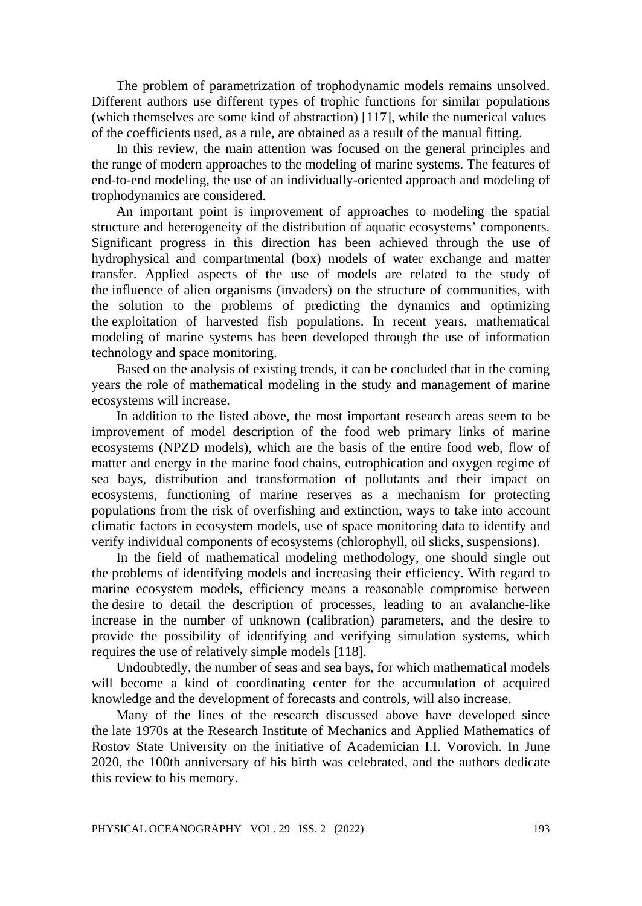The problem of parametrization of trophodynamic models remains unsolved. Different authors use different types of trophic functions for similar populations (which themselves are some kind of abstraction) [117], while the numerical values of the coefficients used, as a rule, are obtained as a result of the manual fitting.

In this review, the main attention was focused on the general principles and the range of modern approaches to the modeling of marine systems. The features of end-to-end modeling, the use of an individually-oriented approach and modeling of trophodynamics are considered.

An important point is improvement of approaches to modeling the spatial structure and heterogeneity of the distribution of aquatic ecosystems' components. Significant progress in this direction has been achieved through the use of hydrophysical and compartmental (box) models of water exchange and matter transfer. Applied aspects of the use of models are related to the study of the influence of alien organisms (invaders) on the structure of communities, with the solution to the problems of predicting the dynamics and optimizing the exploitation of harvested fish populations. In recent years, mathematical modeling of marine systems has been developed through the use of information technology and space monitoring.

Based on the analysis of existing trends, it can be concluded that in the coming years the role of mathematical modeling in the study and management of marine ecosystems will increase.

In addition to the listed above, the most important research areas seem to be improvement of model description of the food web primary links of marine ecosystems (NPZD models), which are the basis of the entire food web, flow of matter and energy in the marine food chains, eutrophication and oxygen regime of sea bays, distribution and transformation of pollutants and their impact on ecosystems, functioning of marine reserves as a mechanism for protecting populations from the risk of overfishing and extinction, ways to take into account climatic factors in ecosystem models, use of space monitoring data to identify and verify individual components of ecosystems (chlorophyll, oil slicks, suspensions).

In the field of mathematical modeling methodology, one should single out the problems of identifying models and increasing their efficiency. With regard to marine ecosystem models, efficiency means a reasonable compromise between the desire to detail the description of processes, leading to an avalanche-like increase in the number of unknown (calibration) parameters, and the desire to provide the possibility of identifying and verifying simulation systems, which requires the use of relatively simple models [118].

Undoubtedly, the number of seas and sea bays, for which mathematical models will become a kind of coordinating center for the accumulation of acquired knowledge and the development of forecasts and controls, will also increase.

Many of the lines of the research discussed above have developed since the late 1970s at the Research Institute of Mechanics and Applied Mathematics of Rostov State University on the initiative of Academician I.I. Vorovich. In June 2020, the 100th anniversary of his birth was celebrated, and the authors dedicate this review to his memory.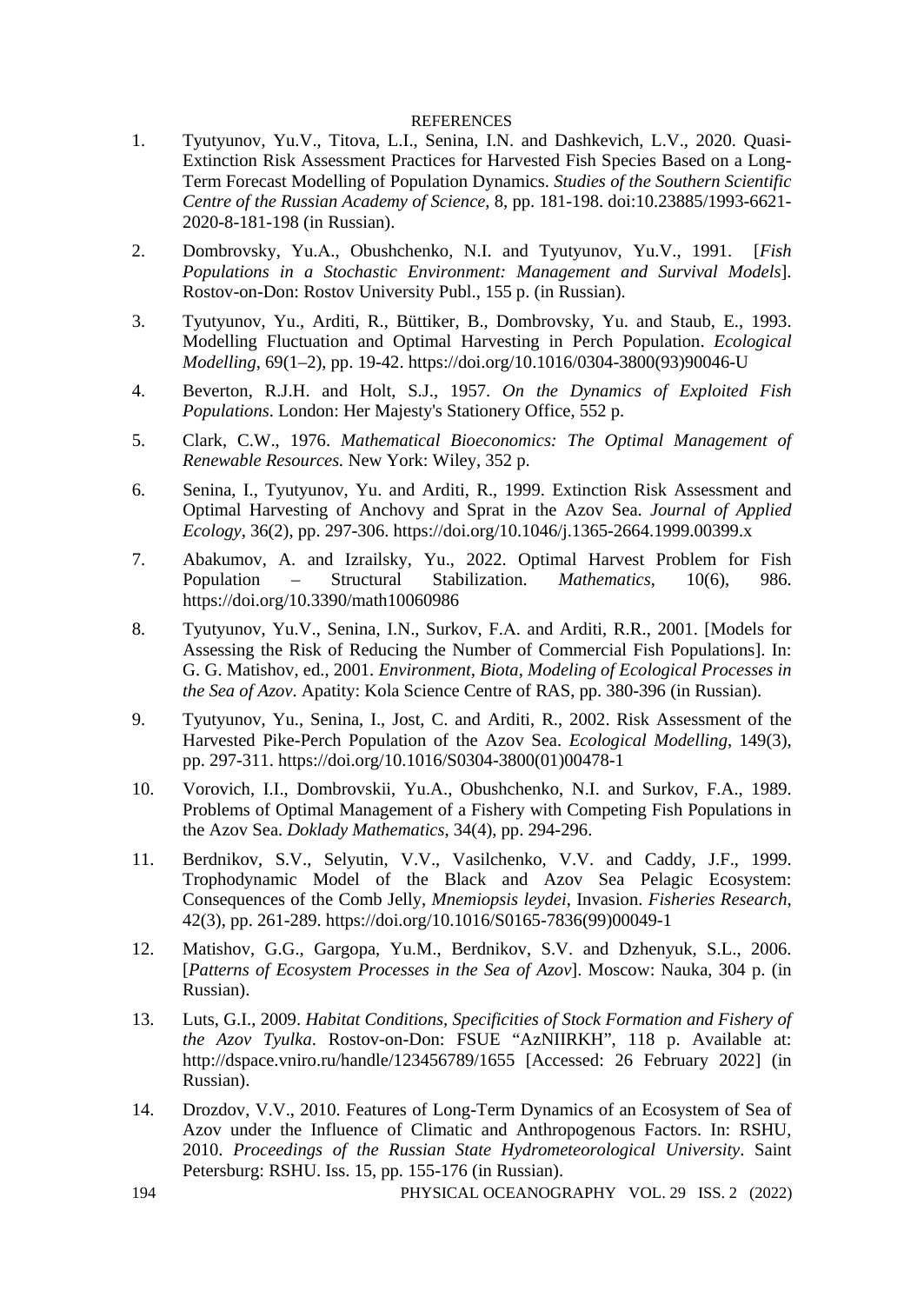REFERENCES

1. Tyutyunov, Yu.V., Titova, L.I., Senina, I.N. and Dashkevich, L.V., 2020. Quasi-Extinction Risk Assessment Practices for Harvested Fish Species Based on a Long-Term Forecast Modelling of Population Dynamics. *Studies of the Southern Scientific Centre of the Russian Academy of Science*, 8, pp. 181-198. doi:10.23885/1993-6621-2020-8-181-198 (in Russian).

2. Dombrovsky, Yu.A., Obushchenko, N.I. and Tyutyunov, Yu.V., 1991. [*Fish Populations in a Stochastic Environment: Management and Survival Models*]. Rostov-on-Don: Rostov University Publ., 155 p. (in Russian).

3. Tyutyunov, Yu., Arditi, R., Büttiker, B., Dombrovsky, Yu. and Staub, E., 1993. Modelling Fluctuation and Optimal Harvesting in Perch Population. *Ecological Modelling*, 69(1–2), pp. 19-42. https://doi.org/10.1016/0304-3800(93)90046-U

4. Beverton, R.J.H. and Holt, S.J., 1957. *On the Dynamics of Exploited Fish Populations*. London: Her Majesty's Stationery Office, 552 p.

5. Clark, C.W., 1976. *Mathematical Bioeconomics: The Optimal Management of Renewable Resources.* New York: Wiley, 352 p.

6. Senina, I., Tyutyunov, Yu. and Arditi, R., 1999. Extinction Risk Assessment and Optimal Harvesting of Anchovy and Sprat in the Azov Sea. *Journal of Applied Ecology*, 36(2), pp. 297-306. https://doi.org/10.1046/j.1365-2664.1999.00399.x

7. Abakumov, A. and Izrailsky, Yu., 2022. Optimal Harvest Problem for Fish Population – Structural Stabilization. *Mathematics*, 10(6), 986. https://doi.org/10.3390/math10060986

8. Tyutyunov, Yu.V., Senina, I.N., Surkov, F.A. and Arditi, R.R., 2001. [Models for Assessing the Risk of Reducing the Number of Commercial Fish Populations]. In: G. G. Matishov, ed., 2001. *Environment, Biota, Modeling of Ecological Processes in the Sea of Azov*. Apatity: Kola Science Centre of RAS, pp. 380-396 (in Russian).

9. Tyutyunov, Yu., Senina, I., Jost, C. and Arditi, R., 2002. Risk Assessment of the Harvested Pike-Perch Population of the Azov Sea. *Ecological Modelling*, 149(3), pp. 297-311. https://doi.org/10.1016/S0304-3800(01)00478-1

10. Vorovich, I.I., Dombrovskii, Yu.A., Obushchenko, N.I. and Surkov, F.A., 1989. Problems of Optimal Management of a Fishery with Competing Fish Populations in the Azov Sea. *Doklady Mathematics*, 34(4), pp. 294-296.

11. Berdnikov, S.V., Selyutin, V.V., Vasilchenko, V.V. and Caddy, J.F., 1999. Trophodynamic Model of the Black and Azov Sea Pelagic Ecosystem: Consequences of the Comb Jelly, *Mnemiopsis leydei*, Invasion. *Fisheries Research*, 42(3), pp. 261-289. https://doi.org/10.1016/S0165-7836(99)00049-1

12. Matishov, G.G., Gargopa, Yu.M., Berdnikov, S.V. and Dzhenyuk, S.L., 2006. [*Patterns of Ecosystem Processes in the Sea of Azov*]. Moscow: Nauka, 304 p. (in Russian).

13. Luts, G.I., 2009. *Habitat Conditions, Specificities of Stock Formation and Fishery of the Azov Tyulka*. Rostov-on-Don: FSUE "AzNIIRKH", 118 p. Available at: http://dspace.vniro.ru/handle/123456789/1655 [Accessed: 26 February 2022] (in Russian).

14. Drozdov, V.V., 2010. Features of Long-Term Dynamics of an Ecosystem of Sea of Azov under the Influence of Climatic and Anthropogenous Factors. In: RSHU, 2010. *Proceedings of the Russian State Hydrometeorological University*. Saint Petersburg: RSHU. Iss. 15, pp. 155-176 (in Russian).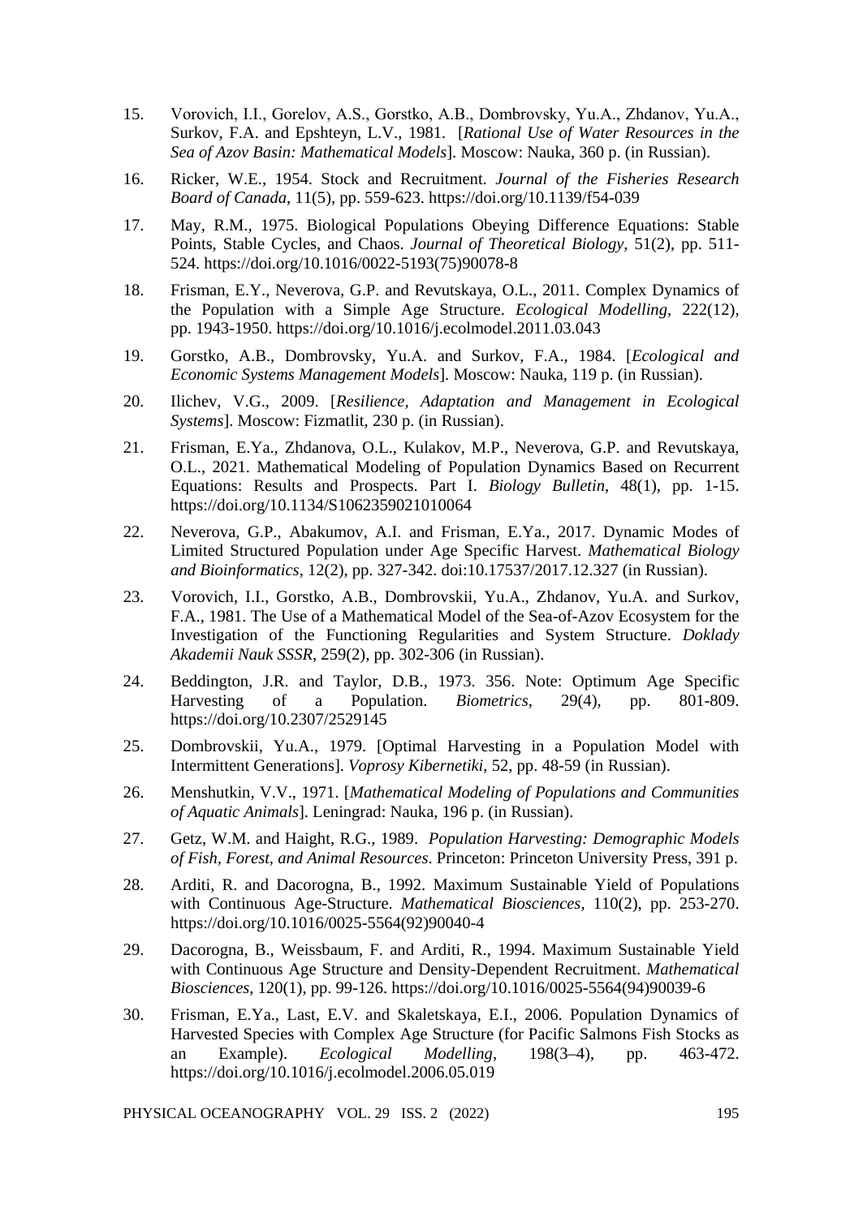15. Vorovich, I.I., Gorelov, A.S., Gorstko, A.B., Dombrovsky, Yu.A., Zhdanov, Yu.A., Surkov, F.A. and Epshteyn, L.V., 1981. [*Rational Use of Water Resources in the Sea of Azov Basin: Mathematical Models*]. Moscow: Nauka, 360 p. (in Russian).

16. Ricker, W.E., 1954. Stock and Recruitment. *Journal of the Fisheries Research Board of Canada*, 11(5), pp. 559-623. https://doi.org/10.1139/f54-039

17. May, R.M., 1975. Biological Populations Obeying Difference Equations: Stable Points, Stable Cycles, and Chaos. *Journal of Theoretical Biology*, 51(2), pp. 511-524. https://doi.org/10.1016/0022-5193(75)90078-8

18. Frisman, E.Y., Neverova, G.P. and Revutskaya, O.L., 2011. Complex Dynamics of the Population with a Simple Age Structure. *Ecological Modelling*, 222(12), pp. 1943-1950. https://doi.org/10.1016/j.ecolmodel.2011.03.043

19. Gorstko, A.B., Dombrovsky, Yu.A. and Surkov, F.A., 1984. [*Ecological and Economic Systems Management Models*]. Moscow: Nauka, 119 p. (in Russian).

20. Ilichev, V.G., 2009. [*Resilience, Adaptation and Management in Ecological Systems*]. Moscow: Fizmatlit, 230 p. (in Russian).

21. Frisman, E.Ya., Zhdanova, O.L., Kulakov, M.P., Neverova, G.P. and Revutskaya, O.L., 2021. Mathematical Modeling of Population Dynamics Based on Recurrent Equations: Results and Prospects. Part I. *Biology Bulletin*, 48(1), pp. 1-15. https://doi.org/10.1134/S1062359021010064

22. Neverova, G.P., Abakumov, A.I. and Frisman, E.Ya., 2017. Dynamic Modes of Limited Structured Population under Age Specific Harvest. *Mathematical Biology and Bioinformatics*, 12(2), pp. 327-342. doi:10.17537/2017.12.327 (in Russian).

23. Vorovich, I.I., Gorstko, A.B., Dombrovskii, Yu.A., Zhdanov, Yu.A. and Surkov, F.A., 1981. The Use of a Mathematical Model of the Sea-of-Azov Ecosystem for the Investigation of the Functioning Regularities and System Structure. *Doklady Akademii Nauk SSSR*, 259(2), pp. 302-306 (in Russian).

24. Beddington, J.R. and Taylor, D.B., 1973. 356. Note: Optimum Age Specific Harvesting of a Population. *Biometrics*, 29(4), pp. 801-809. https://doi.org/10.2307/2529145

25. Dombrovskii, Yu.A., 1979. [Optimal Harvesting in a Population Model with Intermittent Generations]. *Voprosy Kibernetiki*, 52, pp. 48-59 (in Russian).

26. Menshutkin, V.V., 1971. [*Mathematical Modeling of Populations and Communities of Aquatic Animals*]. Leningrad: Nauka, 196 p. (in Russian).

27. Getz, W.M. and Haight, R.G., 1989. *Population Harvesting: Demographic Models of Fish, Forest, and Animal Resources*. Princeton: Princeton University Press, 391 p.

28. Arditi, R. and Dacorogna, B., 1992. Maximum Sustainable Yield of Populations with Continuous Age-Structure. *Mathematical Biosciences*, 110(2), pp. 253-270. https://doi.org/10.1016/0025-5564(92)90040-4

29. Dacorogna, B., Weissbaum, F. and Arditi, R., 1994. Maximum Sustainable Yield with Continuous Age Structure and Density-Dependent Recruitment. *Mathematical Biosciences*, 120(1), pp. 99-126. https://doi.org/10.1016/0025-5564(94)90039-6

30. Frisman, E.Ya., Last, E.V. and Skaletskaya, E.I., 2006. Population Dynamics of Harvested Species with Complex Age Structure (for Pacific Salmons Fish Stocks as an Example). *Ecological Modelling*, 198(3–4), pp. 463-472. https://doi.org/10.1016/j.ecolmodel.2006.05.019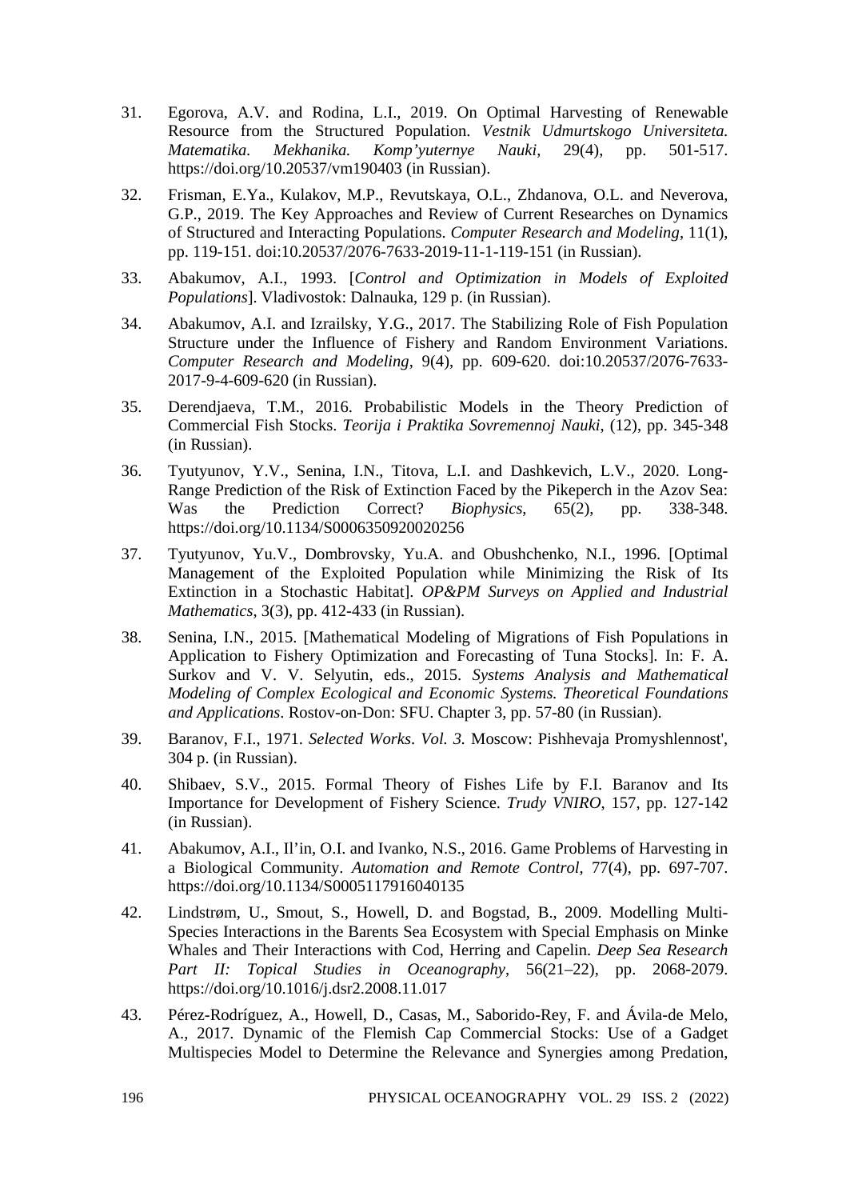31. Egorova, A.V. and Rodina, L.I., 2019. On Optimal Harvesting of Renewable Resource from the Structured Population. *Vestnik Udmurtskogo Universiteta. Matematika. Mekhanika. Komp'yuternye Nauki*, 29(4), pp. 501-517. https://doi.org/10.20537/vm190403 (in Russian).

32. Frisman, E.Ya., Kulakov, M.P., Revutskaya, O.L., Zhdanova, O.L. and Neverova, G.P., 2019. The Key Approaches and Review of Current Researches on Dynamics of Structured and Interacting Populations. *Computer Research and Modeling*, 11(1), pp. 119-151. doi:10.20537/2076-7633-2019-11-1-119-151 (in Russian).

33. Abakumov, A.I., 1993. [*Control and Optimization in Models of Exploited Populations*]. Vladivostok: Dalnauka, 129 p. (in Russian).

34. Abakumov, A.I. and Izrailsky, Y.G., 2017. The Stabilizing Role of Fish Population Structure under the Influence of Fishery and Random Environment Variations. *Computer Research and Modeling*, 9(4), pp. 609-620. doi:10.20537/2076-7633-2017-9-4-609-620 (in Russian).

35. Derendjaeva, T.M., 2016. Probabilistic Models in the Theory Prediction of Commercial Fish Stocks. *Teorija i Praktika Sovremennoj Nauki*, (12), pp. 345-348 (in Russian).

36. Tyutyunov, Y.V., Senina, I.N., Titova, L.I. and Dashkevich, L.V., 2020. Long-Range Prediction of the Risk of Extinction Faced by the Pikeperch in the Azov Sea: Was the Prediction Correct? *Biophysics*, 65(2), pp. 338-348. https://doi.org/10.1134/S0006350920020256

37. Tyutyunov, Yu.V., Dombrovsky, Yu.A. and Obushchenko, N.I., 1996. [Optimal Management of the Exploited Population while Minimizing the Risk of Its Extinction in a Stochastic Habitat]. *OP&PM Surveys on Applied and Industrial Mathematics*, 3(3), pp. 412-433 (in Russian).

38. Senina, I.N., 2015. [Mathematical Modeling of Migrations of Fish Populations in Application to Fishery Optimization and Forecasting of Tuna Stocks]. In: F. A. Surkov and V. V. Selyutin, eds., 2015. *Systems Analysis and Mathematical Modeling of Complex Ecological and Economic Systems. Theoretical Foundations and Applications*. Rostov-on-Don: SFU. Chapter 3, pp. 57-80 (in Russian).

39. Baranov, F.I., 1971. *Selected Works*. *Vol. 3.* Moscow: Pishhevaja Promyshlennost', 304 p. (in Russian).

40. Shibaev, S.V., 2015. Formal Theory of Fishes Life by F.I. Baranov and Its Importance for Development of Fishery Science. *Trudy VNIRO*, 157, pp. 127-142 (in Russian).

41. Abakumov, A.I., Il'in, O.I. and Ivanko, N.S., 2016. Game Problems of Harvesting in a Biological Community. *Automation and Remote Control*, 77(4), pp. 697-707. https://doi.org/10.1134/S0005117916040135

42. Lindstrøm, U., Smout, S., Howell, D. and Bogstad, B., 2009. Modelling Multi-Species Interactions in the Barents Sea Ecosystem with Special Emphasis on Minke Whales and Their Interactions with Cod, Herring and Capelin. *Deep Sea Research Part II: Topical Studies in Oceanography*, 56(21–22), pp. 2068-2079. https://doi.org/10.1016/j.dsr2.2008.11.017

43. Pérez-Rodríguez, A., Howell, D., Casas, M., Saborido-Rey, F. and Ávila-de Melo, A., 2017. Dynamic of the Flemish Cap Commercial Stocks: Use of a Gadget Multispecies Model to Determine the Relevance and Synergies among Predation,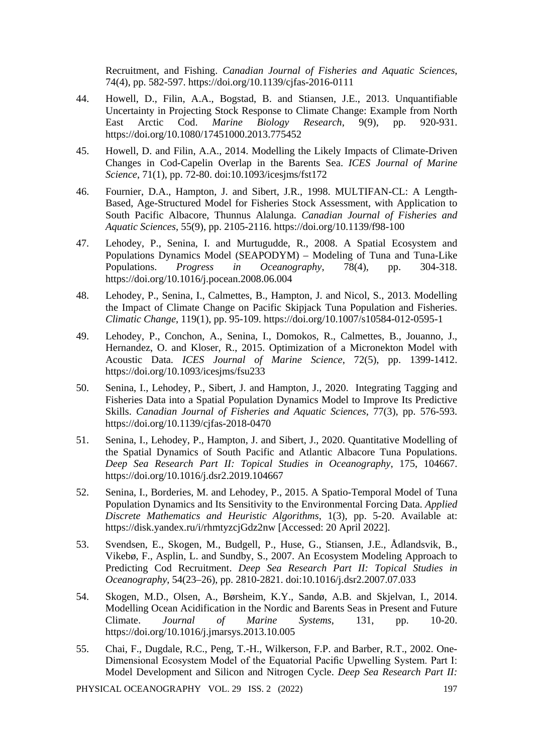Recruitment, and Fishing. *Canadian Journal of Fisheries and Aquatic Sciences*, 74(4), pp. 582-597. https://doi.org/10.1139/cjfas-2016-0111

44. Howell, D., Filin, A.A., Bogstad, B. and Stiansen, J.E., 2013. Unquantifiable Uncertainty in Projecting Stock Response to Climate Change: Example from North East Arctic Cod. *Marine Biology Research*, 9(9), pp. 920-931. https://doi.org/10.1080/17451000.2013.775452

45. Howell, D. and Filin, A.A., 2014. Modelling the Likely Impacts of Climate-Driven Changes in Cod-Capelin Overlap in the Barents Sea. *ICES Journal of Marine Science*, 71(1), pp. 72-80. doi:10.1093/icesjms/fst172

46. Fournier, D.A., Hampton, J. and Sibert, J.R., 1998. MULTIFAN-CL: A Length-Based, Age-Structured Model for Fisheries Stock Assessment, with Application to South Pacific Albacore, Thunnus Alalunga. *Canadian Journal of Fisheries and Aquatic Sciences*, 55(9), pp. 2105-2116. https://doi.org/10.1139/f98-100

47. Lehodey, P., Senina, I. and Murtugudde, R., 2008. A Spatial Ecosystem and Populations Dynamics Model (SEAPODYM) – Modeling of Tuna and Tuna-Like Populations. *Progress in Oceanography*, 78(4), pp. 304-318. https://doi.org/10.1016/j.pocean.2008.06.004

48. Lehodey, P., Senina, I., Calmettes, B., Hampton, J. and Nicol, S., 2013. Modelling the Impact of Climate Change on Pacific Skipjack Tuna Population and Fisheries. *Climatic Change*, 119(1), pp. 95-109. https://doi.org/10.1007/s10584-012-0595-1

49. Lehodey, P., Conchon, A., Senina, I., Domokos, R., Calmettes, B., Jouanno, J., Hernandez, O. and Kloser, R., 2015. Optimization of a Micronekton Model with Acoustic Data. *ICES Journal of Marine Science*, 72(5), pp. 1399-1412. https://doi.org/10.1093/icesjms/fsu233

50. Senina, I., Lehodey, P., Sibert, J. and Hampton, J., 2020. Integrating Tagging and Fisheries Data into a Spatial Population Dynamics Model to Improve Its Predictive Skills. *Canadian Journal of Fisheries and Aquatic Sciences*, 77(3), pp. 576-593. https://doi.org/10.1139/cjfas-2018-0470

51. Senina, I., Lehodey, P., Hampton, J. and Sibert, J., 2020. Quantitative Modelling of the Spatial Dynamics of South Pacific and Atlantic Albacore Tuna Populations. *Deep Sea Research Part II: Topical Studies in Oceanography*, 175, 104667. https://doi.org/10.1016/j.dsr2.2019.104667

52. Senina, I., Borderies, M. and Lehodey, P., 2015. A Spatio-Temporal Model of Tuna Population Dynamics and Its Sensitivity to the Environmental Forcing Data. *Applied Discrete Mathematics and Heuristic Algorithms*, 1(3), pp. 5-20. Available at: https://disk.yandex.ru/i/rhmtyzcjGdz2nw [Accessed: 20 April 2022].

53. Svendsen, E., Skogen, M., Budgell, P., Huse, G., Stiansen, J.E., Ådlandsvik, B., Vikebø, F., Asplin, L. and Sundby, S., 2007. An Ecosystem Modeling Approach to Predicting Cod Recruitment. *Deep Sea Research Part II: Topical Studies in Oceanography*, 54(23–26), pp. 2810-2821. doi:10.1016/j.dsr2.2007.07.033

54. Skogen, M.D., Olsen, A., Børsheim, K.Y., Sandø, A.B. and Skjelvan, I., 2014. Modelling Ocean Acidification in the Nordic and Barents Seas in Present and Future Climate. *Journal of Marine Systems*, 131, pp. 10-20. https://doi.org/10.1016/j.jmarsys.2013.10.005

55. Chai, F., Dugdale, R.C., Peng, T.-H., Wilkerson, F.P. and Barber, R.T., 2002. One-Dimensional Ecosystem Model of the Equatorial Pacific Upwelling System. Part I: Model Development and Silicon and Nitrogen Cycle. *Deep Sea Research Part II:*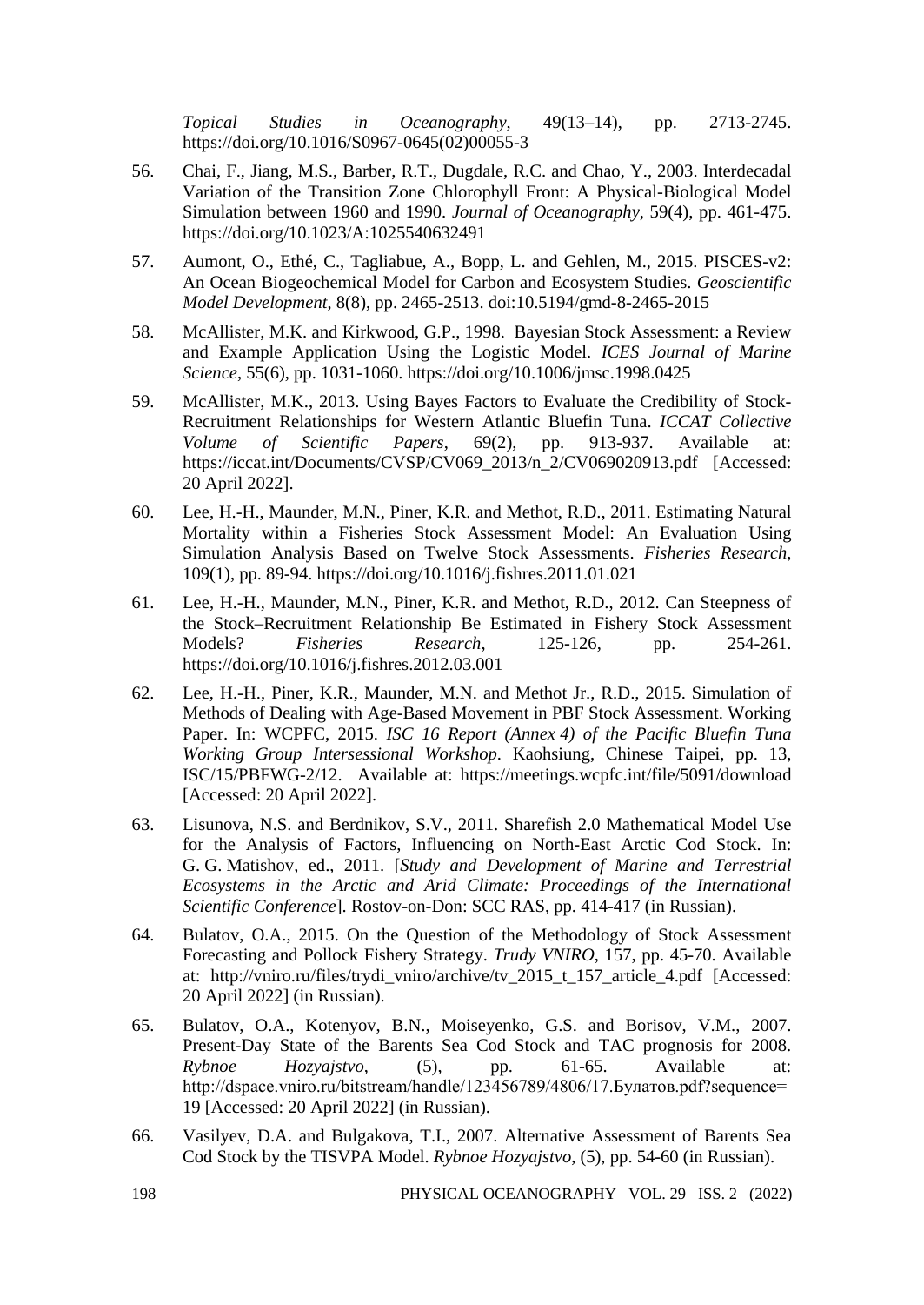*Topical Studies in Oceanography*, 49(13–14), pp. 2713-2745. https://doi.org/10.1016/S0967-0645(02)00055-3

56. Chai, F., Jiang, M.S., Barber, R.T., Dugdale, R.C. and Chao, Y., 2003. Interdecadal Variation of the Transition Zone Chlorophyll Front: A Physical-Biological Model Simulation between 1960 and 1990. *Journal of Oceanography*, 59(4), pp. 461-475. https://doi.org/10.1023/A:1025540632491

57. Aumont, O., Ethé, C., Tagliabue, A., Bopp, L. and Gehlen, M., 2015. PISCES-v2: An Ocean Biogeochemical Model for Carbon and Ecosystem Studies. *Geoscientific Model Development*, 8(8), pp. 2465-2513. doi:10.5194/gmd-8-2465-2015

58. McAllister, M.K. and Kirkwood, G.P., 1998. Bayesian Stock Assessment: a Review and Example Application Using the Logistic Model. *ICES Journal of Marine Science*, 55(6), pp. 1031-1060. https://doi.org/10.1006/jmsc.1998.0425

59. McAllister, M.K., 2013. Using Bayes Factors to Evaluate the Credibility of Stock-Recruitment Relationships for Western Atlantic Bluefin Tuna. *ICCAT Collective Volume of Scientific Papers*, 69(2), pp. 913-937. Available at: https://iccat.int/Documents/CVSP/CV069_2013/n_2/CV069020913.pdf [Accessed: 20 April 2022].

60. Lee, H.-H., Maunder, M.N., Piner, K.R. and Methot, R.D., 2011. Estimating Natural Mortality within a Fisheries Stock Assessment Model: An Evaluation Using Simulation Analysis Based on Twelve Stock Assessments. *Fisheries Research*, 109(1), pp. 89-94. https://doi.org/10.1016/j.fishres.2011.01.021

61. Lee, H.-H., Maunder, M.N., Piner, K.R. and Methot, R.D., 2012. Can Steepness of the Stock–Recruitment Relationship Be Estimated in Fishery Stock Assessment Models? *Fisheries Research*, 125-126, pp. 254-261. https://doi.org/10.1016/j.fishres.2012.03.001

62. Lee, H.-H., Piner, K.R., Maunder, M.N. and Methot Jr., R.D., 2015. Simulation of Methods of Dealing with Age-Based Movement in PBF Stock Assessment. Working Paper. In: WCPFC, 2015. *ISC 16 Report (Annex 4) of the Pacific Bluefin Tuna Working Group Intersessional Workshop*. Kaohsiung, Chinese Taipei, pp. 13, ISC/15/PBFWG-2/12. Available at: https://meetings.wcpfc.int/file/5091/download [Accessed: 20 April 2022].

63. Lisunova, N.S. and Berdnikov, S.V., 2011. Sharefish 2.0 Mathematical Model Use for the Analysis of Factors, Influencing on North-East Arctic Cod Stock. In: G. G. Matishov, ed., 2011. [*Study and Development of Marine and Terrestrial Ecosystems in the Arctic and Arid Climate: Proceedings of the International Scientific Conference*]. Rostov-on-Don: SCC RAS, pp. 414-417 (in Russian).

64. Bulatov, O.A., 2015. On the Question of the Methodology of Stock Assessment Forecasting and Pollock Fishery Strategy. *Trudy VNIRO*, 157, pp. 45-70. Available at: http://vniro.ru/files/trydi_vniro/archive/tv_2015_t_157_article_4.pdf [Accessed: 20 April 2022] (in Russian).

65. Bulatov, O.A., Kotenyov, B.N., Moiseyenko, G.S. and Borisov, V.M., 2007. Present-Day State of the Barents Sea Cod Stock and TAC prognosis for 2008. *Rybnoe Hozyajstvo*, (5), pp. 61-65. Available at: http://dspace.vniro.ru/bitstream/handle/123456789/4806/17.Булатов.pdf?sequence=19 [Accessed: 20 April 2022] (in Russian).

66. Vasilyev, D.A. and Bulgakova, T.I., 2007. Alternative Assessment of Barents Sea Cod Stock by the TISVPA Model. *Rybnoe Hozyajstvo*, (5), pp. 54-60 (in Russian).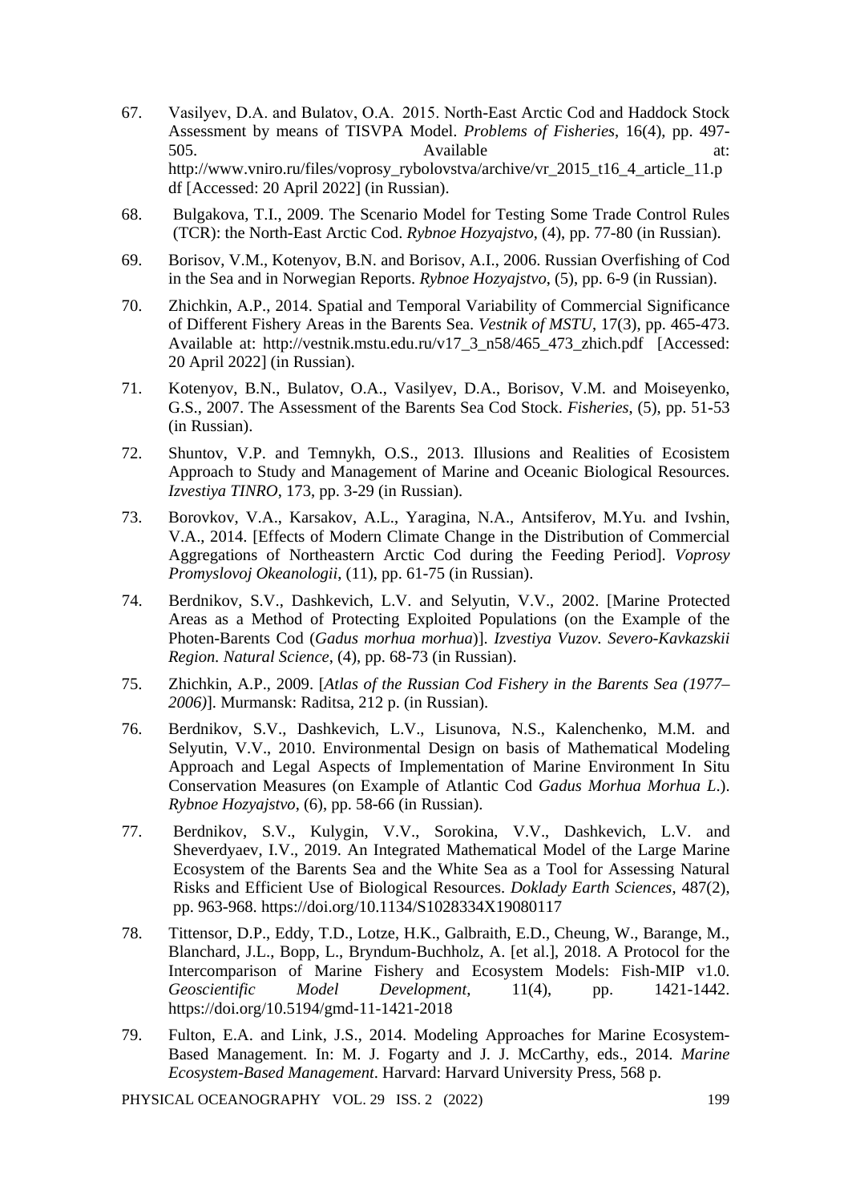67. Vasilyev, D.A. and Bulatov, O.A. 2015. North-East Arctic Cod and Haddock Stock Assessment by means of TISVPA Model. *Problems of Fisheries*, 16(4), pp. 497-505. Available at: http://www.vniro.ru/files/voprosy_rybolovstva/archive/vr_2015_t16_4_article_11.pdf [Accessed: 20 April 2022] (in Russian).

68. Bulgakova, T.I., 2009. The Scenario Model for Testing Some Trade Control Rules (TCR): the North-East Arctic Cod. *Rybnoe Hozyajstvo*, (4), pp. 77-80 (in Russian).

69. Borisov, V.M., Kotenyov, B.N. and Borisov, A.I., 2006. Russian Overfishing of Cod in the Sea and in Norwegian Reports. *Rybnoe Hozyajstvo*, (5), pp. 6-9 (in Russian).

70. Zhichkin, A.P., 2014. Spatial and Temporal Variability of Commercial Significance of Different Fishery Areas in the Barents Sea. *Vestnik of MSTU*, 17(3), pp. 465-473. Available at: http://vestnik.mstu.edu.ru/v17_3_n58/465_473_zhich.pdf [Accessed: 20 April 2022] (in Russian).

71. Kotenyov, B.N., Bulatov, O.A., Vasilyev, D.A., Borisov, V.M. and Moiseyenko, G.S., 2007. The Assessment of the Barents Sea Cod Stock. *Fisheries*, (5), pp. 51-53 (in Russian).

72. Shuntov, V.P. and Temnykh, O.S., 2013. Illusions and Realities of Ecosistem Approach to Study and Management of Marine and Oceanic Biological Resources. *Izvestiya TINRO*, 173, pp. 3-29 (in Russian).

73. Borovkov, V.A., Karsakov, A.L., Yaragina, N.A., Antsiferov, M.Yu. and Ivshin, V.A., 2014. [Effects of Modern Climate Change in the Distribution of Commercial Aggregations of Northeastern Arctic Cod during the Feeding Period]. *Voprosy Promyslovoj Okeanologii*, (11), pp. 61-75 (in Russian).

74. Berdnikov, S.V., Dashkevich, L.V. and Selyutin, V.V., 2002. [Marine Protected Areas as a Method of Protecting Exploited Populations (on the Example of the Photen-Barents Cod (*Gadus morhua morhua*)]. *Izvestiya Vuzov. Severo-Kavkazskii Region. Natural Science*, (4), pp. 68-73 (in Russian).

75. Zhichkin, A.P., 2009. [*Atlas of the Russian Cod Fishery in the Barents Sea (1977–2006)*]. Murmansk: Raditsa, 212 p. (in Russian).

76. Berdnikov, S.V., Dashkevich, L.V., Lisunova, N.S., Kalenchenko, M.M. and Selyutin, V.V., 2010. Environmental Design on basis of Mathematical Modeling Approach and Legal Aspects of Implementation of Marine Environment In Situ Conservation Measures (on Example of Atlantic Cod *Gadus Morhua Morhua L.*). *Rybnoe Hozyajstvo*, (6), pp. 58-66 (in Russian).

77. Berdnikov, S.V., Kulygin, V.V., Sorokina, V.V., Dashkevich, L.V. and Sheverdyaev, I.V., 2019. An Integrated Mathematical Model of the Large Marine Ecosystem of the Barents Sea and the White Sea as a Tool for Assessing Natural Risks and Efficient Use of Biological Resources. *Doklady Earth Sciences*, 487(2), pp. 963-968. https://doi.org/10.1134/S1028334X19080117

78. Tittensor, D.P., Eddy, T.D., Lotze, H.K., Galbraith, E.D., Cheung, W., Barange, M., Blanchard, J.L., Bopp, L., Bryndum-Buchholz, A. [et al.], 2018. A Protocol for the Intercomparison of Marine Fishery and Ecosystem Models: Fish-MIP v1.0. *Geoscientific Model Development*, 11(4), pp. 1421-1442. https://doi.org/10.5194/gmd-11-1421-2018

79. Fulton, E.A. and Link, J.S., 2014. Modeling Approaches for Marine Ecosystem-Based Management. In: M. J. Fogarty and J. J. McCarthy, eds., 2014. *Marine Ecosystem-Based Management*. Harvard: Harvard University Press, 568 p.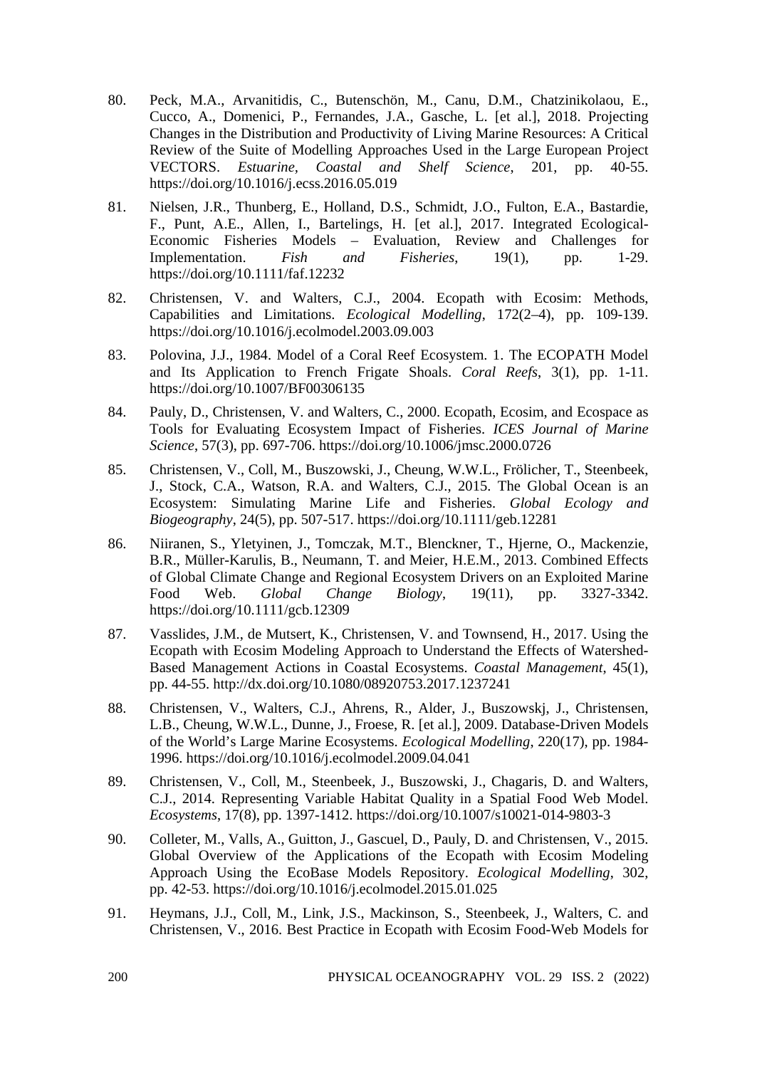80. Peck, M.A., Arvanitidis, C., Butenschön, M., Canu, D.M., Chatzinikolaou, E., Cucco, A., Domenici, P., Fernandes, J.A., Gasche, L. [et al.], 2018. Projecting Changes in the Distribution and Productivity of Living Marine Resources: A Critical Review of the Suite of Modelling Approaches Used in the Large European Project VECTORS. *Estuarine, Coastal and Shelf Science*, 201, pp. 40-55. https://doi.org/10.1016/j.ecss.2016.05.019

81. Nielsen, J.R., Thunberg, E., Holland, D.S., Schmidt, J.O., Fulton, E.A., Bastardie, F., Punt, A.E., Allen, I., Bartelings, H. [et al.], 2017. Integrated Ecological-Economic Fisheries Models – Evaluation, Review and Challenges for Implementation. *Fish and Fisheries*, 19(1), pp. 1-29. https://doi.org/10.1111/faf.12232

82. Christensen, V. and Walters, C.J., 2004. Ecopath with Ecosim: Methods, Capabilities and Limitations. *Ecological Modelling*, 172(2–4), pp. 109-139. https://doi.org/10.1016/j.ecolmodel.2003.09.003

83. Polovina, J.J., 1984. Model of a Coral Reef Ecosystem. 1. The ECOPATH Model and Its Application to French Frigate Shoals. *Coral Reefs*, 3(1), pp. 1-11. https://doi.org/10.1007/BF00306135

84. Pauly, D., Christensen, V. and Walters, C., 2000. Ecopath, Ecosim, and Ecospace as Tools for Evaluating Ecosystem Impact of Fisheries. *ICES Journal of Marine Science*, 57(3), pp. 697-706. https://doi.org/10.1006/jmsc.2000.0726

85. Christensen, V., Coll, M., Buszowski, J., Cheung, W.W.L., Frölicher, T., Steenbeek, J., Stock, C.A., Watson, R.A. and Walters, C.J., 2015. The Global Ocean is an Ecosystem: Simulating Marine Life and Fisheries. *Global Ecology and Biogeography*, 24(5), pp. 507-517. https://doi.org/10.1111/geb.12281

86. Niiranen, S., Yletyinen, J., Tomczak, M.T., Blenckner, T., Hjerne, O., Mackenzie, B.R., Müller-Karulis, B., Neumann, T. and Meier, H.E.M., 2013. Combined Effects of Global Climate Change and Regional Ecosystem Drivers on an Exploited Marine Food Web. *Global Change Biology*, 19(11), pp. 3327-3342. https://doi.org/10.1111/gcb.12309

87. Vasslides, J.M., de Mutsert, K., Christensen, V. and Townsend, H., 2017. Using the Ecopath with Ecosim Modeling Approach to Understand the Effects of Watershed-Based Management Actions in Coastal Ecosystems. *Coastal Management*, 45(1), pp. 44-55. http://dx.doi.org/10.1080/08920753.2017.1237241

88. Christensen, V., Walters, C.J., Ahrens, R., Alder, J., Buszowskj, J., Christensen, L.B., Cheung, W.W.L., Dunne, J., Froese, R. [et al.], 2009. Database-Driven Models of the World's Large Marine Ecosystems. *Ecological Modelling*, 220(17), pp. 1984-1996. https://doi.org/10.1016/j.ecolmodel.2009.04.041

89. Christensen, V., Coll, M., Steenbeek, J., Buszowski, J., Chagaris, D. and Walters, C.J., 2014. Representing Variable Habitat Quality in a Spatial Food Web Model. *Ecosystems*, 17(8), pp. 1397-1412. https://doi.org/10.1007/s10021-014-9803-3

90. Colleter, M., Valls, A., Guitton, J., Gascuel, D., Pauly, D. and Christensen, V., 2015. Global Overview of the Applications of the Ecopath with Ecosim Modeling Approach Using the EcoBase Models Repository. *Ecological Modelling*, 302, pp. 42-53. https://doi.org/10.1016/j.ecolmodel.2015.01.025

91. Heymans, J.J., Coll, M., Link, J.S., Mackinson, S., Steenbeek, J., Walters, C. and Christensen, V., 2016. Best Practice in Ecopath with Ecosim Food-Web Models for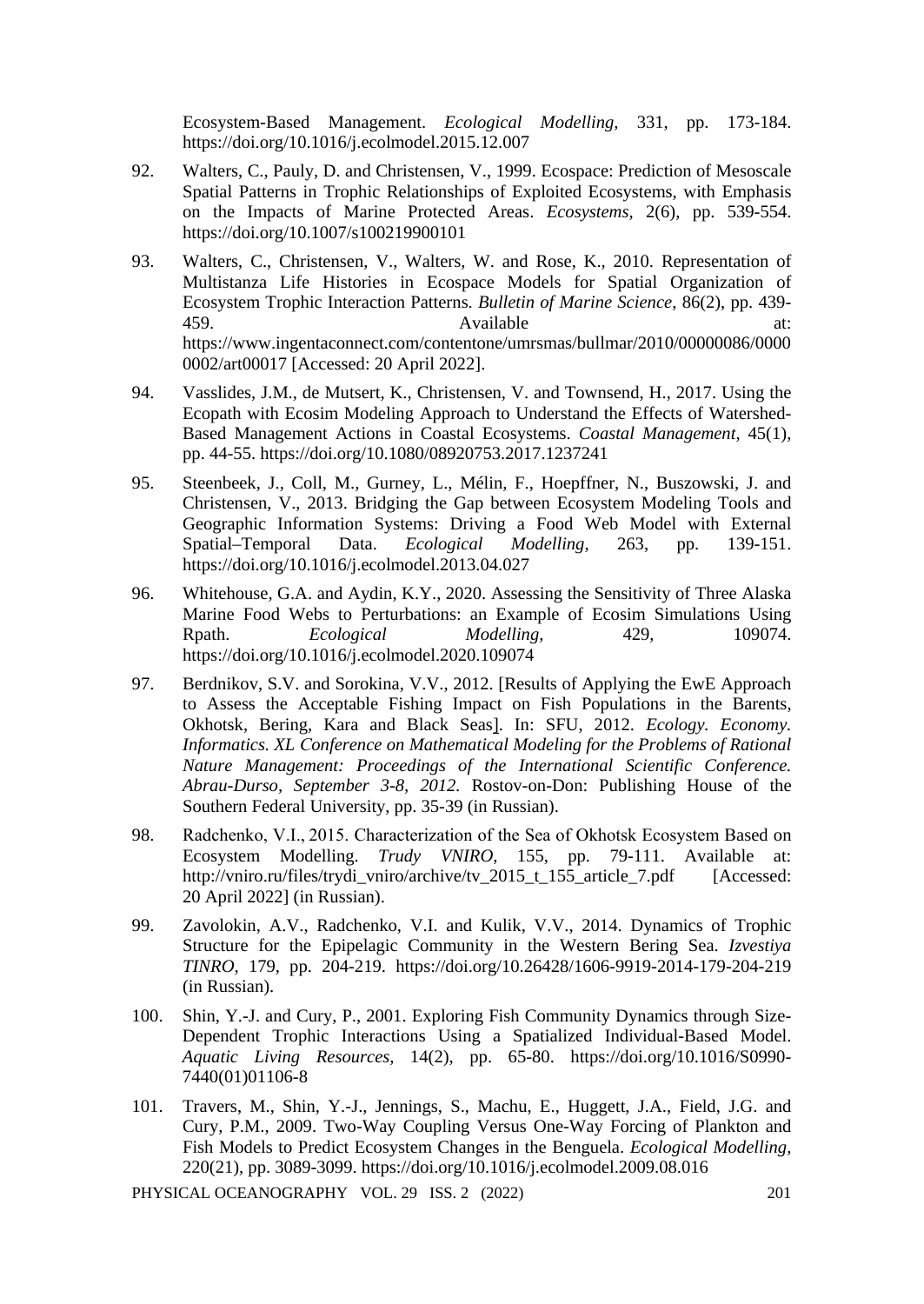Ecosystem-Based Management. *Ecological Modelling*, 331, pp. 173-184. https://doi.org/10.1016/j.ecolmodel.2015.12.007

92. Walters, C., Pauly, D. and Christensen, V., 1999. Ecospace: Prediction of Mesoscale Spatial Patterns in Trophic Relationships of Exploited Ecosystems, with Emphasis on the Impacts of Marine Protected Areas. *Ecosystems*, 2(6), pp. 539-554. https://doi.org/10.1007/s100219900101

93. Walters, C., Christensen, V., Walters, W. and Rose, K., 2010. Representation of Multistanza Life Histories in Ecospace Models for Spatial Organization of Ecosystem Trophic Interaction Patterns. *Bulletin of Marine Science*, 86(2), pp. 439-459. Available at: https://www.ingentaconnect.com/contentone/umrsmas/bullmar/2010/00000086/00000002/art00017 [Accessed: 20 April 2022].

94. Vasslides, J.M., de Mutsert, K., Christensen, V. and Townsend, H., 2017. Using the Ecopath with Ecosim Modeling Approach to Understand the Effects of Watershed-Based Management Actions in Coastal Ecosystems. *Coastal Management*, 45(1), pp. 44-55. https://doi.org/10.1080/08920753.2017.1237241

95. Steenbeek, J., Coll, M., Gurney, L., Mélin, F., Hoepffner, N., Buszowski, J. and Christensen, V., 2013. Bridging the Gap between Ecosystem Modeling Tools and Geographic Information Systems: Driving a Food Web Model with External Spatial–Temporal Data. *Ecological Modelling*, 263, pp. 139-151. https://doi.org/10.1016/j.ecolmodel.2013.04.027

96. Whitehouse, G.A. and Aydin, K.Y., 2020. Assessing the Sensitivity of Three Alaska Marine Food Webs to Perturbations: an Example of Ecosim Simulations Using Rpath. *Ecological Modelling*, 429, 109074. https://doi.org/10.1016/j.ecolmodel.2020.109074

97. Berdnikov, S.V. and Sorokina, V.V., 2012. [Results of Applying the EwE Approach to Assess the Acceptable Fishing Impact on Fish Populations in the Barents, Okhotsk, Bering, Kara and Black Seas]. In: SFU, 2012. *Ecology. Economy. Informatics. XL Conference on Mathematical Modeling for the Problems of Rational Nature Management: Proceedings of the International Scientific Conference. Abrau-Durso, September 3-8, 2012.* Rostov-on-Don: Publishing House of the Southern Federal University, pp. 35-39 (in Russian).

98. Radchenko, V.I., 2015. Characterization of the Sea of Okhotsk Ecosystem Based on Ecosystem Modelling. *Trudy VNIRO*, 155, pp. 79-111. Available at: http://vniro.ru/files/trydi_vniro/archive/tv_2015_t_155_article_7.pdf [Accessed: 20 April 2022] (in Russian).

99. Zavolokin, A.V., Radchenko, V.I. and Kulik, V.V., 2014. Dynamics of Trophic Structure for the Epipelagic Community in the Western Bering Sea. *Izvestiya TINRO*, 179, pp. 204-219. https://doi.org/10.26428/1606-9919-2014-179-204-219 (in Russian).

100. Shin, Y.-J. and Cury, P., 2001. Exploring Fish Community Dynamics through Size-Dependent Trophic Interactions Using a Spatialized Individual-Based Model. *Aquatic Living Resources*, 14(2), pp. 65-80. https://doi.org/10.1016/S0990-7440(01)01106-8

101. Travers, M., Shin, Y.-J., Jennings, S., Machu, E., Huggett, J.A., Field, J.G. and Cury, P.M., 2009. Two-Way Coupling Versus One-Way Forcing of Plankton and Fish Models to Predict Ecosystem Changes in the Benguela. *Ecological Modelling*, 220(21), pp. 3089-3099. https://doi.org/10.1016/j.ecolmodel.2009.08.016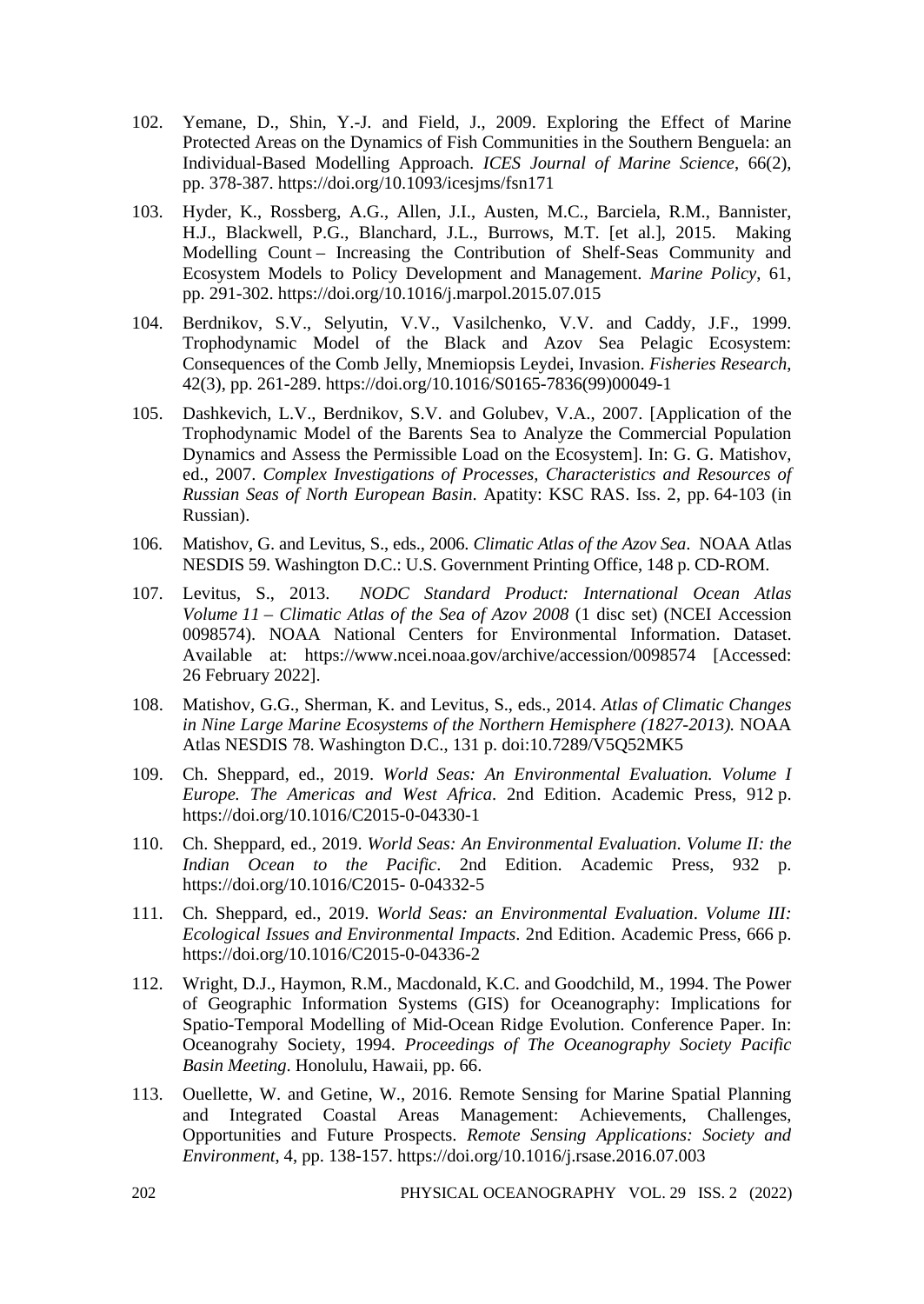102. Yemane, D., Shin, Y.-J. and Field, J., 2009. Exploring the Effect of Marine Protected Areas on the Dynamics of Fish Communities in the Southern Benguela: an Individual-Based Modelling Approach. *ICES Journal of Marine Science*, 66(2), pp. 378-387. https://doi.org/10.1093/icesjms/fsn171

103. Hyder, K., Rossberg, A.G., Allen, J.I., Austen, M.C., Barciela, R.M., Bannister, H.J., Blackwell, P.G., Blanchard, J.L., Burrows, M.T. [et al.], 2015. Making Modelling Count – Increasing the Contribution of Shelf-Seas Community and Ecosystem Models to Policy Development and Management. *Marine Policy*, 61, pp. 291-302. https://doi.org/10.1016/j.marpol.2015.07.015

104. Berdnikov, S.V., Selyutin, V.V., Vasilchenko, V.V. and Caddy, J.F., 1999. Trophodynamic Model of the Black and Azov Sea Pelagic Ecosystem: Consequences of the Comb Jelly, Mnemiopsis Leydei, Invasion. *Fisheries Research*, 42(3), pp. 261-289. https://doi.org/10.1016/S0165-7836(99)00049-1

105. Dashkevich, L.V., Berdnikov, S.V. and Golubev, V.A., 2007. [Application of the Trophodynamic Model of the Barents Sea to Analyze the Commercial Population Dynamics and Assess the Permissible Load on the Ecosystem]. In: G. G. Matishov, ed., 2007. *Complex Investigations of Processes, Characteristics and Resources of Russian Seas of North European Basin*. Apatity: KSC RAS. Iss. 2, pp. 64-103 (in Russian).

106. Matishov, G. and Levitus, S., eds., 2006. *Climatic Atlas of the Azov Sea*. NOAA Atlas NESDIS 59. Washington D.C.: U.S. Government Printing Office, 148 p. CD-ROM.

107. Levitus, S., 2013. *NODC Standard Product: International Ocean Atlas Volume 11 – Climatic Atlas of the Sea of Azov 2008* (1 disc set) (NCEI Accession 0098574). NOAA National Centers for Environmental Information. Dataset. Available at: https://www.ncei.noaa.gov/archive/accession/0098574 [Accessed: 26 February 2022].

108. Matishov, G.G., Sherman, K. and Levitus, S., eds., 2014. *Atlas of Climatic Changes in Nine Large Marine Ecosystems of the Northern Hemisphere (1827-2013).* NOAA Atlas NESDIS 78. Washington D.C., 131 p. doi:10.7289/V5Q52MK5

109. Ch. Sheppard, ed., 2019. *World Seas: An Environmental Evaluation. Volume I Europe. The Americas and West Africa*. 2nd Edition. Academic Press, 912 p. https://doi.org/10.1016/C2015-0-04330-1

110. Ch. Sheppard, ed., 2019. *World Seas: An Environmental Evaluation*. *Volume II: the Indian Ocean to the Pacific*. 2nd Edition. Academic Press, 932 p. https://doi.org/10.1016/C2015- 0-04332-5

111. Ch. Sheppard, ed., 2019. *World Seas: an Environmental Evaluation*. *Volume III: Ecological Issues and Environmental Impacts*. 2nd Edition. Academic Press, 666 p. https://doi.org/10.1016/C2015-0-04336-2

112. Wright, D.J., Haymon, R.M., Macdonald, K.C. and Goodchild, M., 1994. The Power of Geographic Information Systems (GIS) for Oceanography: Implications for Spatio-Temporal Modelling of Mid-Ocean Ridge Evolution. Conference Paper. In: Oceanograhy Society, 1994. *Proceedings of The Oceanography Society Pacific Basin Meeting*. Honolulu, Hawaii, pp. 66.

113. Ouellette, W. and Getine, W., 2016. Remote Sensing for Marine Spatial Planning and Integrated Coastal Areas Management: Achievements, Challenges, Opportunities and Future Prospects. *Remote Sensing Applications: Society and Environment*, 4, pp. 138-157. https://doi.org/10.1016/j.rsase.2016.07.003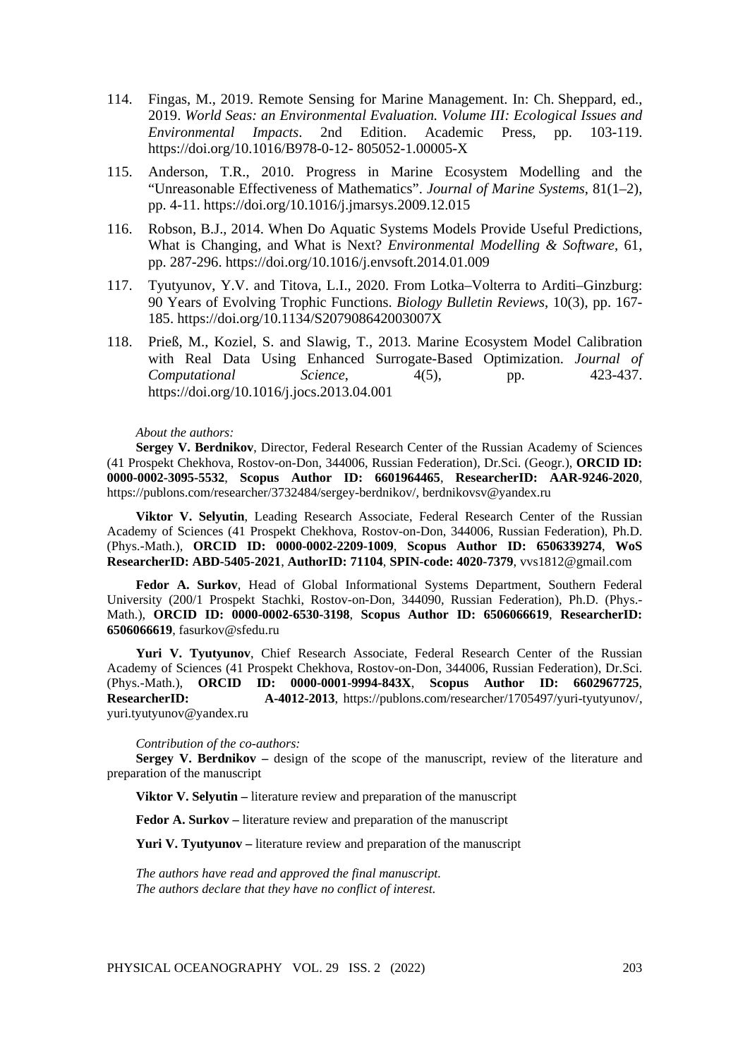114. Fingas, M., 2019. Remote Sensing for Marine Management. In: Ch. Sheppard, ed., 2019. *World Seas: an Environmental Evaluation. Volume III: Ecological Issues and Environmental Impacts*. 2nd Edition. Academic Press, pp. 103-119. https://doi.org/10.1016/B978-0-12- 805052-1.00005-X

115. Anderson, T.R., 2010. Progress in Marine Ecosystem Modelling and the “Unreasonable Effectiveness of Mathematics”. *Journal of Marine Systems*, 81(1–2), pp. 4-11. https://doi.org/10.1016/j.jmarsys.2009.12.015

116. Robson, B.J., 2014. When Do Aquatic Systems Models Provide Useful Predictions, What is Changing, and What is Next? *Environmental Modelling & Software*, 61, pp. 287-296. https://doi.org/10.1016/j.envsoft.2014.01.009

117. Tyutyunov, Y.V. and Titova, L.I., 2020. From Lotka–Volterra to Arditi–Ginzburg: 90 Years of Evolving Trophic Functions. *Biology Bulletin Reviews*, 10(3), pp. 167-185. https://doi.org/10.1134/S207908642003007X

118. Prieß, M., Koziel, S. and Slawig, T., 2013. Marine Ecosystem Model Calibration with Real Data Using Enhanced Surrogate-Based Optimization. *Journal of Computational Science*, 4(5), pp. 423-437. https://doi.org/10.1016/j.jocs.2013.04.001

*About the authors:*

**Sergey V. Berdnikov**, Director, Federal Research Center of the Russian Academy of Sciences (41 Prospekt Chekhova, Rostov-on-Don, 344006, Russian Federation), Dr.Sci. (Geogr.), **ORCID ID: 0000-0002-3095-5532**, **Scopus Author ID: 6601964465**, **ResearcherID: AAR-9246-2020**, https://publons.com/researcher/3732484/sergey-berdnikov/, berdnikovsv@yandex.ru

**Viktor V. Selyutin**, Leading Research Associate, Federal Research Center of the Russian Academy of Sciences (41 Prospekt Chekhova, Rostov-on-Don, 344006, Russian Federation), Ph.D. (Phys.-Math.), **ORCID ID: 0000-0002-2209-1009**, **Scopus Author ID: 6506339274**, **WoS ResearcherID: ABD-5405-2021**, **AuthorID: 71104**, **SPIN-code: 4020-7379**, vvs1812@gmail.com

**Fedor A. Surkov**, Head of Global Informational Systems Department, Southern Federal University (200/1 Prospekt Stachki, Rostov-on-Don, 344090, Russian Federation), Ph.D. (Phys.-Math.), **ORCID ID: 0000-0002-6530-3198**, **Scopus Author ID: 6506066619**, **ResearcherID: 6506066619**, fasurkov@sfedu.ru

**Yuri V. Tyutyunov**, Chief Research Associate, Federal Research Center of the Russian Academy of Sciences (41 Prospekt Chekhova, Rostov-on-Don, 344006, Russian Federation), Dr.Sci. (Phys.-Math.), **ORCID ID: 0000-0001-9994-843X**, **Scopus Author ID: 6602967725**, **ResearcherID: A-4012-2013**, https://publons.com/researcher/1705497/yuri-tyutyunov/, yuri.tyutyunov@yandex.ru

*Contribution of the co-authors:*

**Sergey V. Berdnikov –** design of the scope of the manuscript, review of the literature and preparation of the manuscript

**Viktor V. Selyutin –** literature review and preparation of the manuscript

**Fedor A. Surkov –** literature review and preparation of the manuscript

**Yuri V. Tyutyunov –** literature review and preparation of the manuscript

*The authors have read and approved the final manuscript.*
*The authors declare that they have no conflict of interest.*